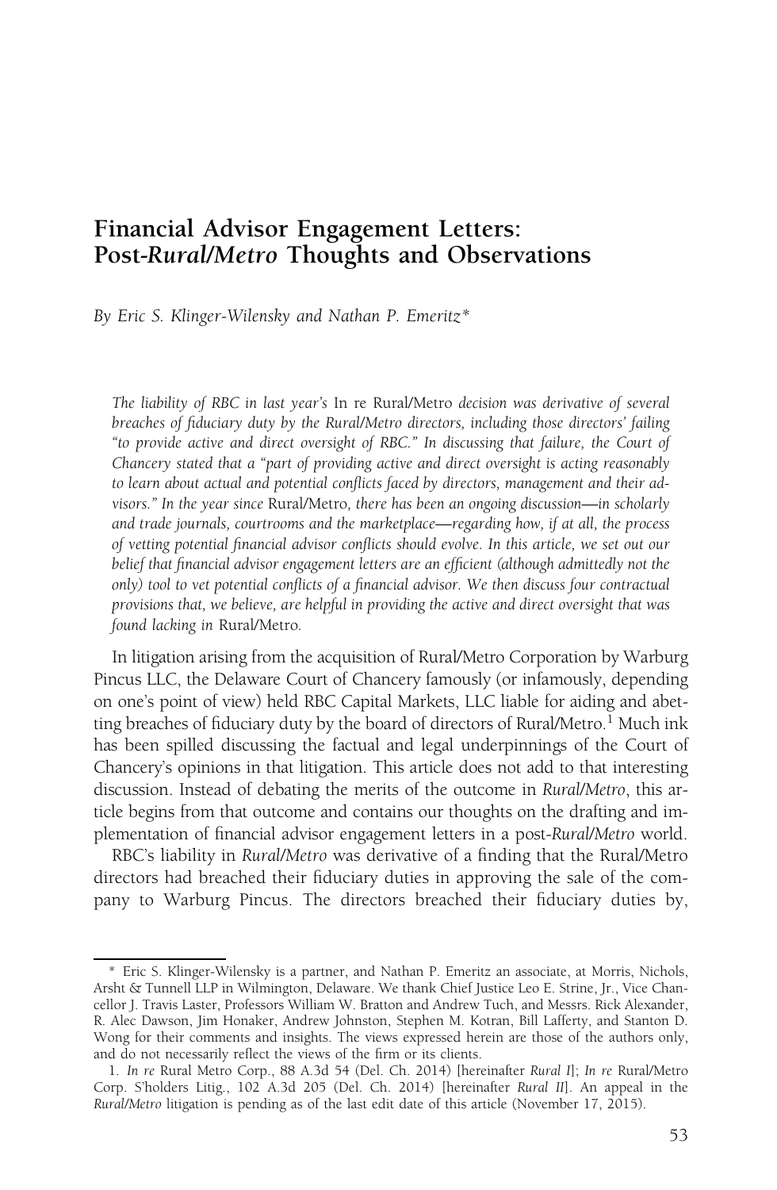# Financial Advisor Engagement Letters: Post-*Rural/Metro* Thoughts and Observations

*By Eric S. Klinger-Wilensky and Nathan P. Emeritz**

*The liability of RBC in last year's* In re Rural/Metro *decision was derivative of several breaches of fiduciary duty by the Rural/Metro directors, including those directors' failing "to provide active and direct oversight of RBC." In discussing that failure, the Court of Chancery stated that a "part of providing active and direct oversight is acting reasonably to learn about actual and potential conflicts faced by directors, management and their advisors." In the year since* Rural/Metro*, there has been an ongoing discussion—in scholarly and trade journals, courtrooms and the marketplace—regarding how, if at all, the process of vetting potential financial advisor conflicts should evolve. In this article, we set out our belief that financial advisor engagement letters are an efficient (although admittedly not the only) tool to vet potential conflicts of a financial advisor. We then discuss four contractual provisions that, we believe, are helpful in providing the active and direct oversight that was found lacking in* Rural/Metro.

In litigation arising from the acquisition of Rural/Metro Corporation by Warburg Pincus LLC, the Delaware Court of Chancery famously (or infamously, depending on one's point of view) held RBC Capital Markets, LLC liable for aiding and abetting breaches of fiduciary duty by the board of directors of Rural/Metro.[1] Much ink has been spilled discussing the factual and legal underpinnings of the Court of Chancery's opinions in that litigation. This article does not add to that interesting discussion. Instead of debating the merits of the outcome in *Rural/Metro*, this article begins from that outcome and contains our thoughts on the drafting and implementation of financial advisor engagement letters in a post-*Rural/Metro* world.

RBC's liability in *Rural/Metro* was derivative of a finding that the Rural/Metro directors had breached their fiduciary duties in approving the sale of the company to Warburg Pincus. The directors breached their fiduciary duties by,

---

\* Eric S. Klinger-Wilensky is a partner, and Nathan P. Emeritz an associate, at Morris, Nichols, Arsht & Tunnell LLP in Wilmington, Delaware. We thank Chief Justice Leo E. Strine, Jr., Vice Chancellor J. Travis Laster, Professors William W. Bratton and Andrew Tuch, and Messrs. Rick Alexander, R. Alec Dawson, Jim Honaker, Andrew Johnston, Stephen M. Kotran, Bill Lafferty, and Stanton D. Wong for their comments and insights. The views expressed herein are those of the authors only, and do not necessarily reflect the views of the firm or its clients.

1. *In re* Rural Metro Corp., 88 A.3d 54 (Del. Ch. 2014) [hereinafter *Rural I*]; *In re* Rural/Metro Corp. S'holders Litig., 102 A.3d 205 (Del. Ch. 2014) [hereinafter *Rural II*]. An appeal in the *Rural/Metro* litigation is pending as of the last edit date of this article (November 17, 2015).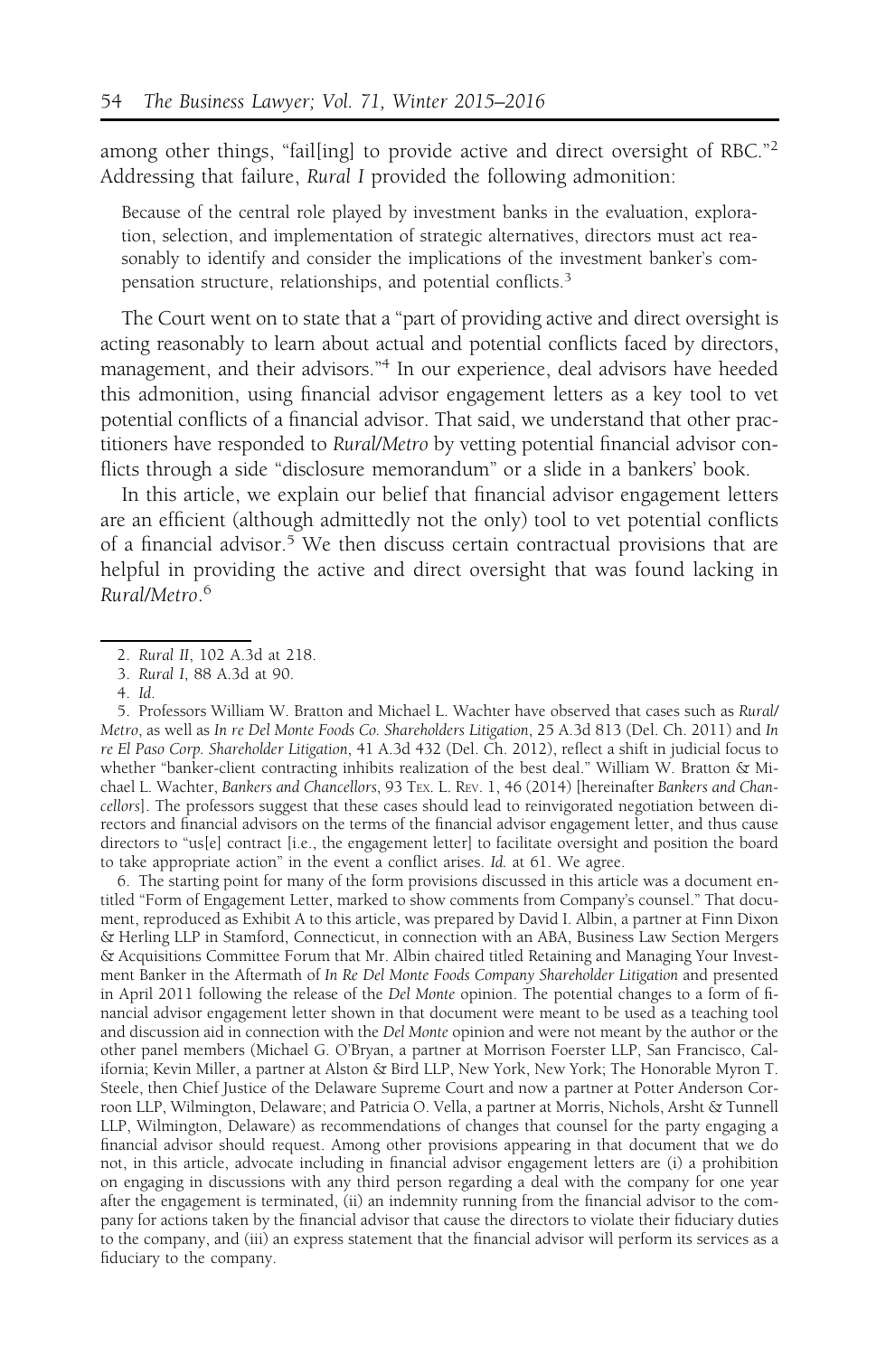among other things, "fail[ing] to provide active and direct oversight of RBC."[2] Addressing that failure, *Rural I* provided the following admonition:

> Because of the central role played by investment banks in the evaluation, exploration, selection, and implementation of strategic alternatives, directors must act reasonably to identify and consider the implications of the investment banker's compensation structure, relationships, and potential conflicts.[3]

The Court went on to state that a "part of providing active and direct oversight is acting reasonably to learn about actual and potential conflicts faced by directors, management, and their advisors."[4] In our experience, deal advisors have heeded this admonition, using financial advisor engagement letters as a key tool to vet potential conflicts of a financial advisor. That said, we understand that other practitioners have responded to *Rural/Metro* by vetting potential financial advisor conflicts through a side "disclosure memorandum" or a slide in a bankers' book.

In this article, we explain our belief that financial advisor engagement letters are an efficient (although admittedly not the only) tool to vet potential conflicts of a financial advisor.[5] We then discuss certain contractual provisions that are helpful in providing the active and direct oversight that was found lacking in *Rural/Metro*.[6]

---

2. *Rural II*, 102 A.3d at 218.

3. *Rural I*, 88 A.3d at 90.

4. *Id.*

5. Professors William W. Bratton and Michael L. Wachter have observed that cases such as *Rural/Metro*, as well as *In re Del Monte Foods Co. Shareholders Litigation*, 25 A.3d 813 (Del. Ch. 2011) and *In re El Paso Corp. Shareholder Litigation*, 41 A.3d 432 (Del. Ch. 2012), reflect a shift in judicial focus to whether "banker-client contracting inhibits realization of the best deal." William W. Bratton & Michael L. Wachter, *Bankers and Chancellors*, 93 TEX. L. REV. 1, 46 (2014) [hereinafter *Bankers and Chancellors*]. The professors suggest that these cases should lead to reinvigorated negotiation between directors and financial advisors on the terms of the financial advisor engagement letter, and thus cause directors to "us[e] contract [i.e., the engagement letter] to facilitate oversight and position the board to take appropriate action" in the event a conflict arises. *Id.* at 61. We agree.

6. The starting point for many of the form provisions discussed in this article was a document entitled "Form of Engagement Letter, marked to show comments from Company's counsel." That document, reproduced as Exhibit A to this article, was prepared by David I. Albin, a partner at Finn Dixon & Herling LLP in Stamford, Connecticut, in connection with an ABA, Business Law Section Mergers & Acquisitions Committee Forum that Mr. Albin chaired titled Retaining and Managing Your Investment Banker in the Aftermath of *In Re Del Monte Foods Company Shareholder Litigation* and presented in April 2011 following the release of the *Del Monte* opinion. The potential changes to a form of financial advisor engagement letter shown in that document were meant to be used as a teaching tool and discussion aid in connection with the *Del Monte* opinion and were not meant by the author or the other panel members (Michael G. O'Bryan, a partner at Morrison Foerster LLP, San Francisco, California; Kevin Miller, a partner at Alston & Bird LLP, New York, New York; The Honorable Myron T. Steele, then Chief Justice of the Delaware Supreme Court and now a partner at Potter Anderson Corroon LLP, Wilmington, Delaware; and Patricia O. Vella, a partner at Morris, Nichols, Arsht & Tunnell LLP, Wilmington, Delaware) as recommendations of changes that counsel for the party engaging a financial advisor should request. Among other provisions appearing in that document that we do not, in this article, advocate including in financial advisor engagement letters are (i) a prohibition on engaging in discussions with any third person regarding a deal with the company for one year after the engagement is terminated, (ii) an indemnity running from the financial advisor to the company for actions taken by the financial advisor that cause the directors to violate their fiduciary duties to the company, and (iii) an express statement that the financial advisor will perform its services as a fiduciary to the company.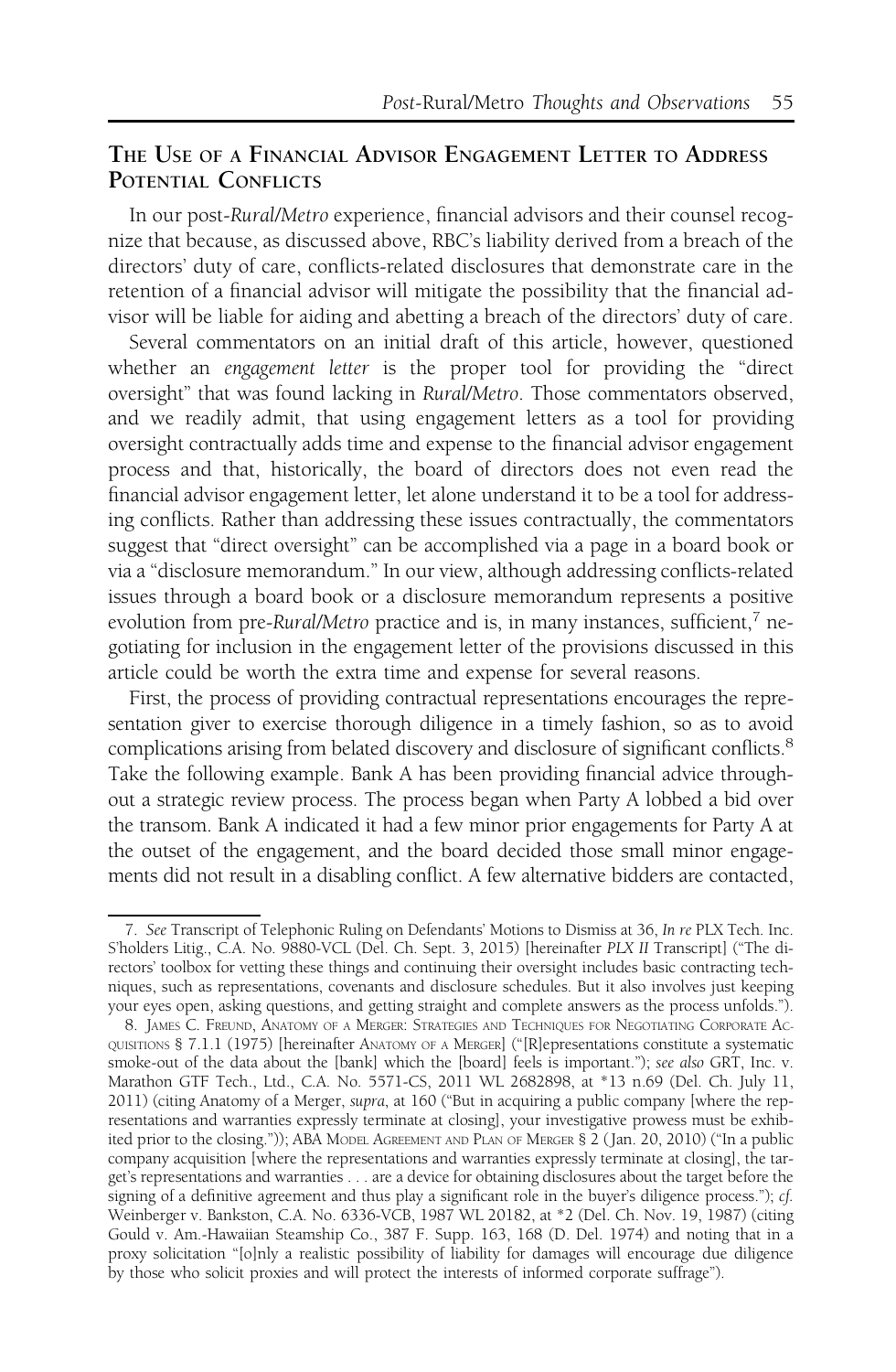## The Use of a Financial Advisor Engagement Letter to Address Potential Conflicts

In our post-*Rural/Metro* experience, financial advisors and their counsel recognize that because, as discussed above, RBC's liability derived from a breach of the directors' duty of care, conflicts-related disclosures that demonstrate care in the retention of a financial advisor will mitigate the possibility that the financial advisor will be liable for aiding and abetting a breach of the directors' duty of care.

Several commentators on an initial draft of this article, however, questioned whether an *engagement letter* is the proper tool for providing the "direct oversight" that was found lacking in *Rural/Metro*. Those commentators observed, and we readily admit, that using engagement letters as a tool for providing oversight contractually adds time and expense to the financial advisor engagement process and that, historically, the board of directors does not even read the financial advisor engagement letter, let alone understand it to be a tool for addressing conflicts. Rather than addressing these issues contractually, the commentators suggest that "direct oversight" can be accomplished via a page in a board book or via a "disclosure memorandum." In our view, although addressing conflicts-related issues through a board book or a disclosure memorandum represents a positive evolution from pre-*Rural/Metro* practice and is, in many instances, sufficient,[7] negotiating for inclusion in the engagement letter of the provisions discussed in this article could be worth the extra time and expense for several reasons.

First, the process of providing contractual representations encourages the representation giver to exercise thorough diligence in a timely fashion, so as to avoid complications arising from belated discovery and disclosure of significant conflicts.[8] Take the following example. Bank A has been providing financial advice throughout a strategic review process. The process began when Party A lobbed a bid over the transom. Bank A indicated it had a few minor prior engagements for Party A at the outset of the engagement, and the board decided those small minor engagements did not result in a disabling conflict. A few alternative bidders are contacted,

---

7. *See* Transcript of Telephonic Ruling on Defendants' Motions to Dismiss at 36, *In re* PLX Tech. Inc. S'holders Litig., C.A. No. 9880-VCL (Del. Ch. Sept. 3, 2015) [hereinafter *PLX II* Transcript] ("The directors' toolbox for vetting these things and continuing their oversight includes basic contracting techniques, such as representations, covenants and disclosure schedules. But it also involves just keeping your eyes open, asking questions, and getting straight and complete answers as the process unfolds.").

8. James C. Freund, Anatomy of a Merger: Strategies and Techniques for Negotiating Corporate Acquisitions § 7.1.1 (1975) [hereinafter Anatomy of a Merger] ("[R]epresentations constitute a systematic smoke-out of the data about the [bank] which the [board] feels is important."); *see also* GRT, Inc. v. Marathon GTF Tech., Ltd., C.A. No. 5571-CS, 2011 WL 2682898, at *13 n.69 (Del. Ch. July 11, 2011) (citing Anatomy of a Merger, *supra*, at 160 ("But in acquiring a public company [where the representations and warranties expressly terminate at closing], your investigative prowess must be exhibited prior to the closing.")); ABA Model Agreement and Plan of Merger § 2 (Jan. 20, 2010) ("In a public company acquisition [where the representations and warranties expressly terminate at closing], the target's representations and warranties . . . are a device for obtaining disclosures about the target before the signing of a definitive agreement and thus play a significant role in the buyer's diligence process."); *cf.* Weinberger v. Bankston, C.A. No. 6336-VCB, 1987 WL 20182, at *2 (Del. Ch. Nov. 19, 1987) (citing Gould v. Am.-Hawaiian Steamship Co., 387 F. Supp. 163, 168 (D. Del. 1974) and noting that in a proxy solicitation "[o]nly a realistic possibility of liability for damages will encourage due diligence by those who solicit proxies and will protect the interests of informed corporate suffrage").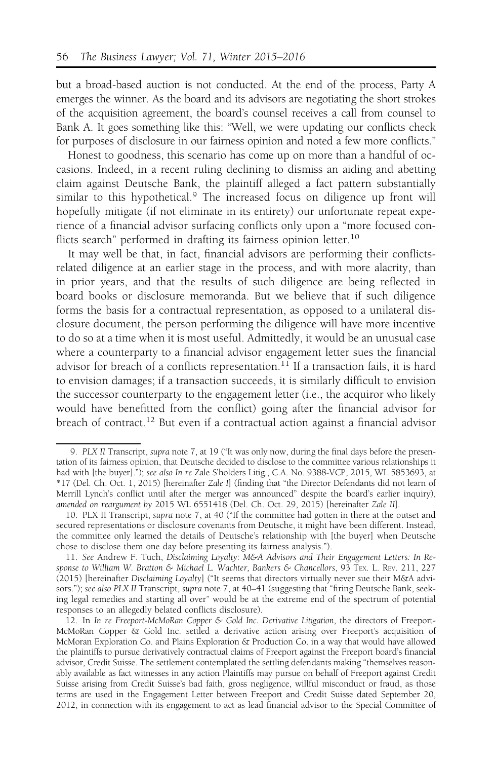but a broad-based auction is not conducted. At the end of the process, Party A emerges the winner. As the board and its advisors are negotiating the short strokes of the acquisition agreement, the board's counsel receives a call from counsel to Bank A. It goes something like this: "Well, we were updating our conflicts check for purposes of disclosure in our fairness opinion and noted a few more conflicts."

Honest to goodness, this scenario has come up on more than a handful of occasions. Indeed, in a recent ruling declining to dismiss an aiding and abetting claim against Deutsche Bank, the plaintiff alleged a fact pattern substantially similar to this hypothetical.[9] The increased focus on diligence up front will hopefully mitigate (if not eliminate in its entirety) our unfortunate repeat experience of a financial advisor surfacing conflicts only upon a "more focused conflicts search" performed in drafting its fairness opinion letter.[10]

It may well be that, in fact, financial advisors are performing their conflicts-related diligence at an earlier stage in the process, and with more alacrity, than in prior years, and that the results of such diligence are being reflected in board books or disclosure memoranda. But we believe that if such diligence forms the basis for a contractual representation, as opposed to a unilateral disclosure document, the person performing the diligence will have more incentive to do so at a time when it is most useful. Admittedly, it would be an unusual case where a counterparty to a financial advisor engagement letter sues the financial advisor for breach of a conflicts representation.[11] If a transaction fails, it is hard to envision damages; if a transaction succeeds, it is similarly difficult to envision the successor counterparty to the engagement letter (i.e., the acquiror who likely would have benefitted from the conflict) going after the financial advisor for breach of contract.[12] But even if a contractual action against a financial advisor

---

9. *PLX II* Transcript, *supra* note 7, at 19 ("It was only now, during the final days before the presentation of its fairness opinion, that Deutsche decided to disclose to the committee various relationships it had with [the buyer]."); *see also In re* Zale S'holders Litig., C.A. No. 9388-VCP, 2015, WL 5853693, at *17 (Del. Ch. Oct. 1, 2015) [hereinafter *Zale I*] (finding that "the Director Defendants did not learn of Merrill Lynch's conflict until after the merger was announced" despite the board's earlier inquiry), *amended on reargument by* 2015 WL 6551418 (Del. Ch. Oct. 29, 2015) [hereinafter *Zale II*].

10. PLX II Transcript, *supra* note 7, at 40 ("If the committee had gotten in there at the outset and secured representations or disclosure covenants from Deutsche, it might have been different. Instead, the committee only learned the details of Deutsche's relationship with [the buyer] when Deutsche chose to disclose them one day before presenting its fairness analysis.").

11. *See* Andrew F. Tuch, *Disclaiming Loyalty: M&A Advisors and Their Engagement Letters: In Response to William W. Bratton & Michael L. Wachter, Bankers & Chancellors*, 93 Tex. L. Rev. 211, 227 (2015) [hereinafter *Disclaiming Loyalty*] ("It seems that directors virtually never sue their M&A advisors."); *see also PLX II* Transcript, *supra* note 7, at 40–41 (suggesting that "firing Deutsche Bank, seeking legal remedies and starting all over" would be at the extreme end of the spectrum of potential responses to an allegedly belated conflicts disclosure).

12. In *In re Freeport-McMoRan Copper & Gold Inc. Derivative Litigation*, the directors of Freeport-McMoRan Copper & Gold Inc. settled a derivative action arising over Freeport's acquisition of McMoran Exploration Co. and Plains Exploration & Production Co. in a way that would have allowed the plaintiffs to pursue derivatively contractual claims of Freeport against the Freeport board's financial advisor, Credit Suisse. The settlement contemplated the settling defendants making "themselves reasonably available as fact witnesses in any action Plaintiffs may pursue on behalf of Freeport against Credit Suisse arising from Credit Suisse's bad faith, gross negligence, willful misconduct or fraud, as those terms are used in the Engagement Letter between Freeport and Credit Suisse dated September 20, 2012, in connection with its engagement to act as lead financial advisor to the Special Committee of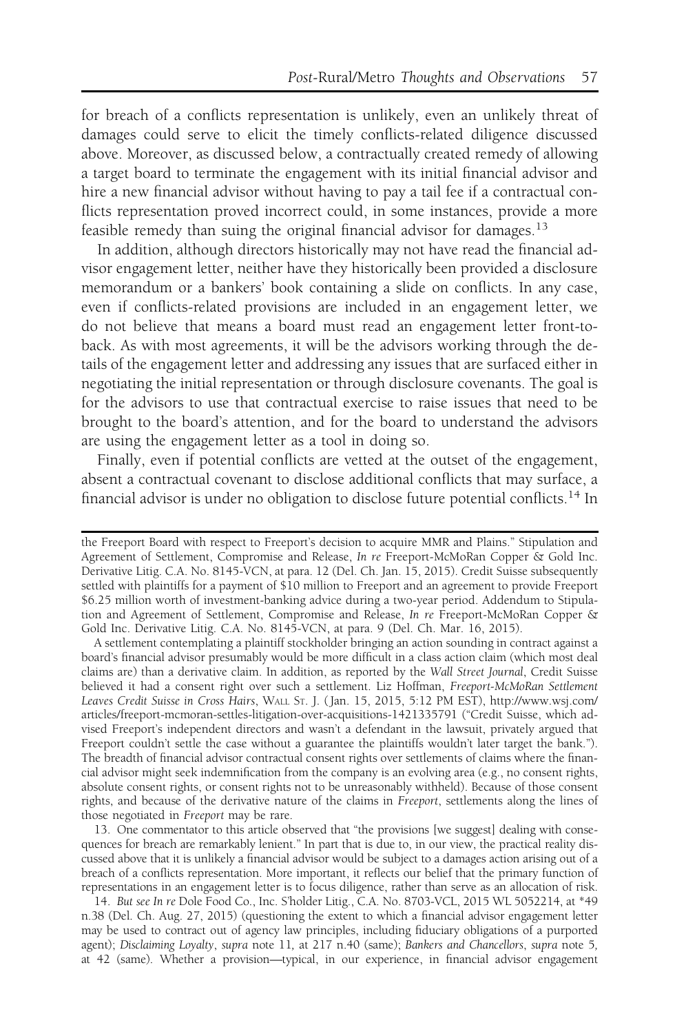for breach of a conflicts representation is unlikely, even an unlikely threat of damages could serve to elicit the timely conflicts-related diligence discussed above. Moreover, as discussed below, a contractually created remedy of allowing a target board to terminate the engagement with its initial financial advisor and hire a new financial advisor without having to pay a tail fee if a contractual conflicts representation proved incorrect could, in some instances, provide a more feasible remedy than suing the original financial advisor for damages.[13]

In addition, although directors historically may not have read the financial advisor engagement letter, neither have they historically been provided a disclosure memorandum or a bankers' book containing a slide on conflicts. In any case, even if conflicts-related provisions are included in an engagement letter, we do not believe that means a board must read an engagement letter front-to-back. As with most agreements, it will be the advisors working through the details of the engagement letter and addressing any issues that are surfaced either in negotiating the initial representation or through disclosure covenants. The goal is for the advisors to use that contractual exercise to raise issues that need to be brought to the board's attention, and for the board to understand the advisors are using the engagement letter as a tool in doing so.

Finally, even if potential conflicts are vetted at the outset of the engagement, absent a contractual covenant to disclose additional conflicts that may surface, a financial advisor is under no obligation to disclose future potential conflicts.[14] In

---

the Freeport Board with respect to Freeport's decision to acquire MMR and Plains." Stipulation and Agreement of Settlement, Compromise and Release, *In re* Freeport-McMoRan Copper & Gold Inc. Derivative Litig. C.A. No. 8145-VCN, at para. 12 (Del. Ch. Jan. 15, 2015). Credit Suisse subsequently settled with plaintiffs for a payment of $10 million to Freeport and an agreement to provide Freeport $6.25 million worth of investment-banking advice during a two-year period. Addendum to Stipulation and Agreement of Settlement, Compromise and Release, *In re* Freeport-McMoRan Copper & Gold Inc. Derivative Litig. C.A. No. 8145-VCN, at para. 9 (Del. Ch. Mar. 16, 2015).

A settlement contemplating a plaintiff stockholder bringing an action sounding in contract against a board's financial advisor presumably would be more difficult in a class action claim (which most deal claims are) than a derivative claim. In addition, as reported by the *Wall Street Journal*, Credit Suisse believed it had a consent right over such a settlement. Liz Hoffman, *Freeport-McMoRan Settlement Leaves Credit Suisse in Cross Hairs*, Wall St. J. (Jan. 15, 2015, 5:12 PM EST), http://www.wsj.com/articles/freeport-mcmoran-settles-litigation-over-acquisitions-1421335791 ("Credit Suisse, which advised Freeport's independent directors and wasn't a defendant in the lawsuit, privately argued that Freeport couldn't settle the case without a guarantee the plaintiffs wouldn't later target the bank."). The breadth of financial advisor contractual consent rights over settlements of claims where the financial advisor might seek indemnification from the company is an evolving area (e.g., no consent rights, absolute consent rights, or consent rights not to be unreasonably withheld). Because of those consent rights, and because of the derivative nature of the claims in *Freeport*, settlements along the lines of those negotiated in *Freeport* may be rare.

13. One commentator to this article observed that "the provisions [we suggest] dealing with consequences for breach are remarkably lenient." In part that is due to, in our view, the practical reality discussed above that it is unlikely a financial advisor would be subject to a damages action arising out of a breach of a conflicts representation. More important, it reflects our belief that the primary function of representations in an engagement letter is to focus diligence, rather than serve as an allocation of risk.

14. *But see In re* Dole Food Co., Inc. S'holder Litig., C.A. No. 8703-VCL, 2015 WL 5052214, at *49 n.38 (Del. Ch. Aug. 27, 2015) (questioning the extent to which a financial advisor engagement letter may be used to contract out of agency law principles, including fiduciary obligations of a purported agent); *Disclaiming Loyalty*, *supra* note 11, at 217 n.40 (same); *Bankers and Chancellors*, *supra* note 5, at 42 (same). Whether a provision—typical, in our experience, in financial advisor engagement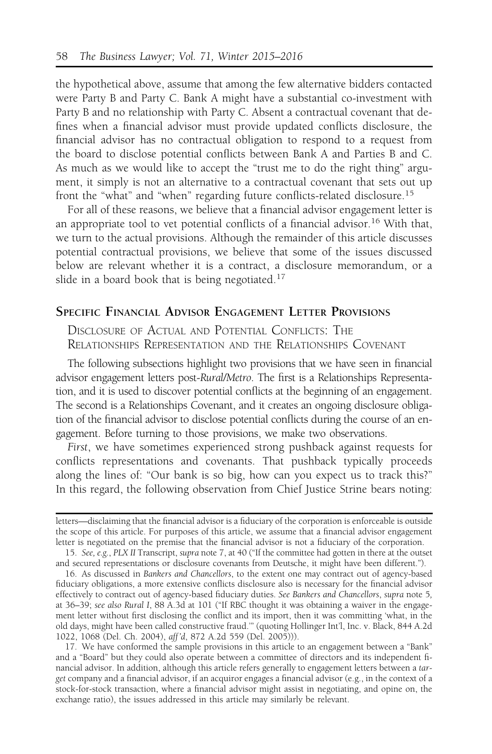the hypothetical above, assume that among the few alternative bidders contacted were Party B and Party C. Bank A might have a substantial co-investment with Party B and no relationship with Party C. Absent a contractual covenant that defines when a financial advisor must provide updated conflicts disclosure, the financial advisor has no contractual obligation to respond to a request from the board to disclose potential conflicts between Bank A and Parties B and C. As much as we would like to accept the "trust me to do the right thing" argument, it simply is not an alternative to a contractual covenant that sets out up front the "what" and "when" regarding future conflicts-related disclosure.[15]

For all of these reasons, we believe that a financial advisor engagement letter is an appropriate tool to vet potential conflicts of a financial advisor.[16] With that, we turn to the actual provisions. Although the remainder of this article discusses potential contractual provisions, we believe that some of the issues discussed below are relevant whether it is a contract, a disclosure memorandum, or a slide in a board book that is being negotiated.[17]

## Specific Financial Advisor Engagement Letter Provisions

### Disclosure of Actual and Potential Conflicts: The Relationships Representation and the Relationships Covenant

The following subsections highlight two provisions that we have seen in financial advisor engagement letters post-*Rural/Metro*. The first is a Relationships Representation, and it is used to discover potential conflicts at the beginning of an engagement. The second is a Relationships Covenant, and it creates an ongoing disclosure obligation of the financial advisor to disclose potential conflicts during the course of an engagement. Before turning to those provisions, we make two observations.

*First*, we have sometimes experienced strong pushback against requests for conflicts representations and covenants. That pushback typically proceeds along the lines of: "Our bank is so big, how can you expect us to track this?" In this regard, the following observation from Chief Justice Strine bears noting:

---

letters—disclaiming that the financial advisor is a fiduciary of the corporation is enforceable is outside the scope of this article. For purposes of this article, we assume that a financial advisor engagement letter is negotiated on the premise that the financial advisor is not a fiduciary of the corporation.

15. *See, e.g.*, *PLX II* Transcript, *supra* note 7, at 40 ("If the committee had gotten in there at the outset and secured representations or disclosure covenants from Deutsche, it might have been different.").

16. As discussed in *Bankers and Chancellors*, to the extent one may contract out of agency-based fiduciary obligations, a more extensive conflicts disclosure also is necessary for the financial advisor effectively to contract out of agency-based fiduciary duties. *See Bankers and Chancellors*, *supra* note 5, at 36–39; *see also Rural I*, 88 A.3d at 101 ("If RBC thought it was obtaining a waiver in the engagement letter without first disclosing the conflict and its import, then it was committing 'what, in the old days, might have been called constructive fraud.'" (quoting Hollinger Int'l, Inc. v. Black, 844 A.2d 1022, 1068 (Del. Ch. 2004), *aff'd*, 872 A.2d 559 (Del. 2005))).

17. We have conformed the sample provisions in this article to an engagement between a "Bank" and a "Board" but they could also operate between a committee of directors and its independent financial advisor. In addition, although this article refers generally to engagement letters between a *target* company and a financial advisor, if an acquiror engages a financial advisor (e.g., in the context of a stock-for-stock transaction, where a financial advisor might assist in negotiating, and opine on, the exchange ratio), the issues addressed in this article may similarly be relevant.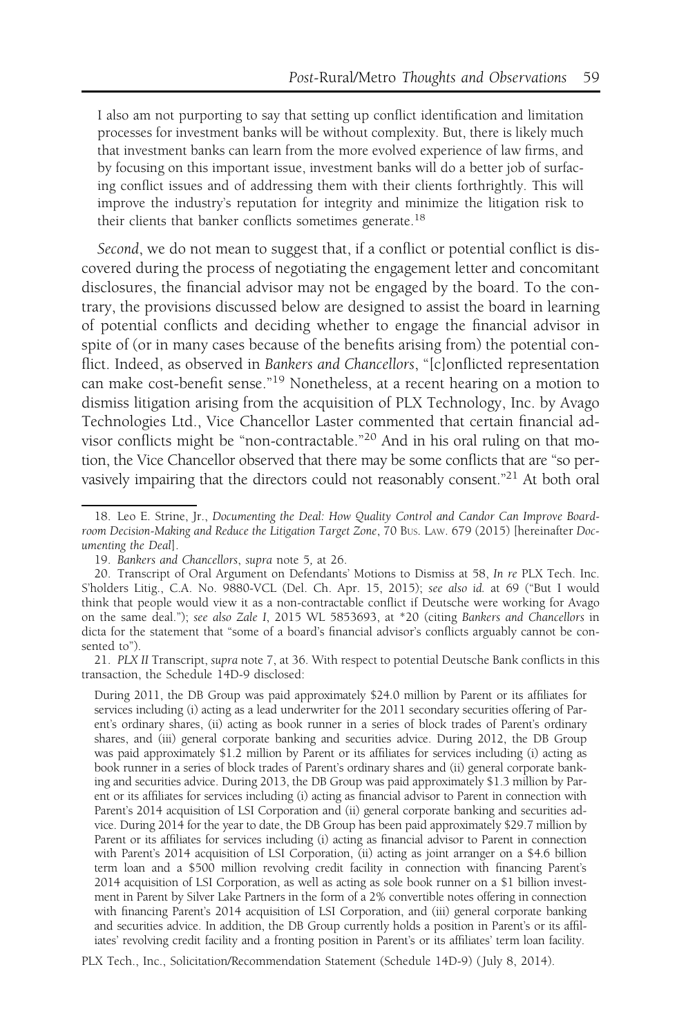> I also am not purporting to say that setting up conflict identification and limitation processes for investment banks will be without complexity. But, there is likely much that investment banks can learn from the more evolved experience of law firms, and by focusing on this important issue, investment banks will do a better job of surfacing conflict issues and of addressing them with their clients forthrightly. This will improve the industry's reputation for integrity and minimize the litigation risk to their clients that banker conflicts sometimes generate.[18]

*Second*, we do not mean to suggest that, if a conflict or potential conflict is discovered during the process of negotiating the engagement letter and concomitant disclosures, the financial advisor may not be engaged by the board. To the contrary, the provisions discussed below are designed to assist the board in learning of potential conflicts and deciding whether to engage the financial advisor in spite of (or in many cases because of the benefits arising from) the potential conflict. Indeed, as observed in *Bankers and Chancellors*, "[c]onflicted representation can make cost-benefit sense."[19] Nonetheless, at a recent hearing on a motion to dismiss litigation arising from the acquisition of PLX Technology, Inc. by Avago Technologies Ltd., Vice Chancellor Laster commented that certain financial advisor conflicts might be "non-contractable."[20] And in his oral ruling on that motion, the Vice Chancellor observed that there may be some conflicts that are "so pervasively impairing that the directors could not reasonably consent."[21] At both oral

---

18. Leo E. Strine, Jr., *Documenting the Deal: How Quality Control and Candor Can Improve Boardroom Decision-Making and Reduce the Litigation Target Zone*, 70 Bus. Law. 679 (2015) [hereinafter *Documenting the Deal*].

19. *Bankers and Chancellors*, *supra* note 5, at 26.

20. Transcript of Oral Argument on Defendants' Motions to Dismiss at 58, *In re* PLX Tech. Inc. S'holders Litig., C.A. No. 9880-VCL (Del. Ch. Apr. 15, 2015); *see also id.* at 69 ("But I would think that people would view it as a non-contractable conflict if Deutsche were working for Avago on the same deal."); *see also Zale I*, 2015 WL 5853693, at *20 (citing *Bankers and Chancellors* in dicta for the statement that "some of a board's financial advisor's conflicts arguably cannot be consented to").

21. *PLX II* Transcript, *supra* note 7, at 36. With respect to potential Deutsche Bank conflicts in this transaction, the Schedule 14D-9 disclosed:

> During 2011, the DB Group was paid approximately $24.0 million by Parent or its affiliates for services including (i) acting as a lead underwriter for the 2011 secondary securities offering of Parent's ordinary shares, (ii) acting as book runner in a series of block trades of Parent's ordinary shares, and (iii) general corporate banking and securities advice. During 2012, the DB Group was paid approximately $1.2 million by Parent or its affiliates for services including (i) acting as book runner in a series of block trades of Parent's ordinary shares and (ii) general corporate banking and securities advice. During 2013, the DB Group was paid approximately $1.3 million by Parent or its affiliates for services including (i) acting as financial advisor to Parent in connection with Parent's 2014 acquisition of LSI Corporation and (ii) general corporate banking and securities advice. During 2014 for the year to date, the DB Group has been paid approximately $29.7 million by Parent or its affiliates for services including (i) acting as financial advisor to Parent in connection with Parent's 2014 acquisition of LSI Corporation, (ii) acting as joint arranger on a $4.6 billion term loan and a $500 million revolving credit facility in connection with financing Parent's 2014 acquisition of LSI Corporation, as well as acting as sole book runner on a $1 billion investment in Parent by Silver Lake Partners in the form of a 2% convertible notes offering in connection with financing Parent's 2014 acquisition of LSI Corporation, and (iii) general corporate banking and securities advice. In addition, the DB Group currently holds a position in Parent's or its affiliates' revolving credit facility and a fronting position in Parent's or its affiliates' term loan facility.

PLX Tech., Inc., Solicitation/Recommendation Statement (Schedule 14D-9) (July 8, 2014).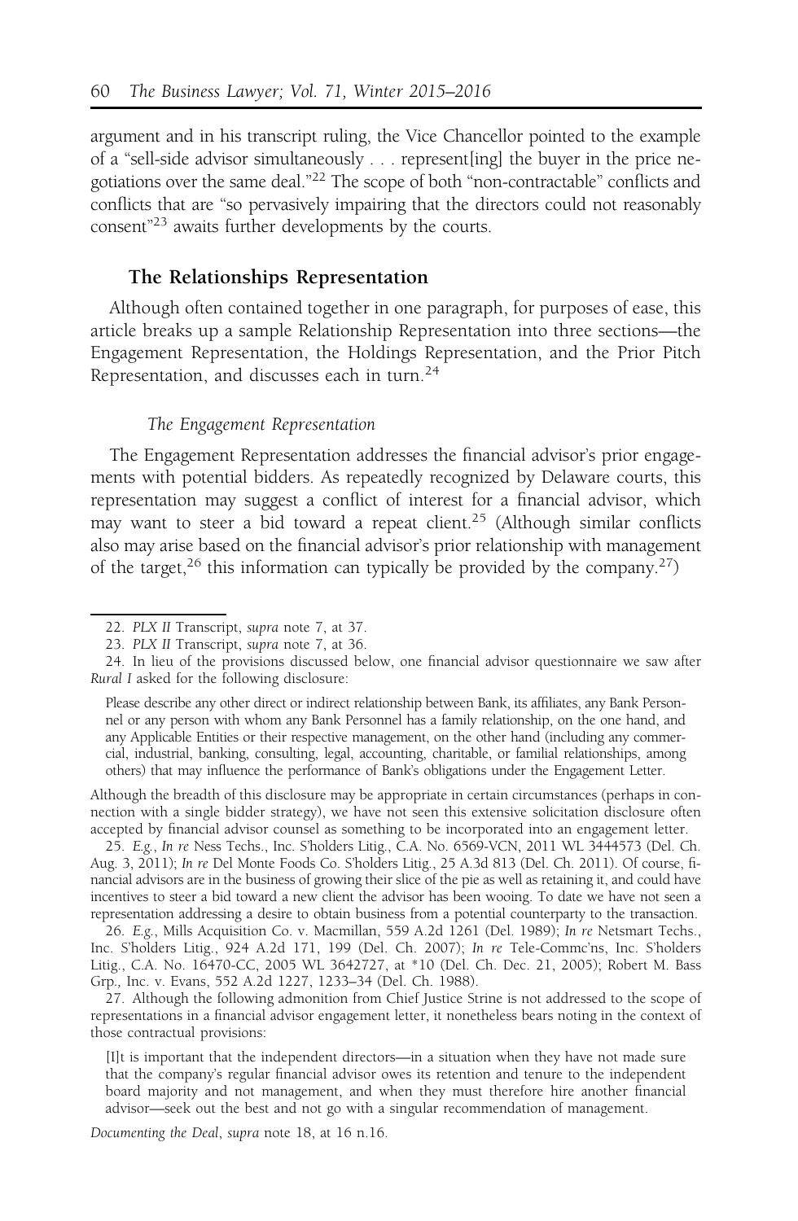argument and in his transcript ruling, the Vice Chancellor pointed to the example of a "sell-side advisor simultaneously . . . represent[ing] the buyer in the price negotiations over the same deal."[22] The scope of both "non-contractable" conflicts and conflicts that are "so pervasively impairing that the directors could not reasonably consent"[23] awaits further developments by the courts.

## The Relationships Representation

Although often contained together in one paragraph, for purposes of ease, this article breaks up a sample Relationship Representation into three sections—the Engagement Representation, the Holdings Representation, and the Prior Pitch Representation, and discusses each in turn.[24]

### *The Engagement Representation*

The Engagement Representation addresses the financial advisor's prior engagements with potential bidders. As repeatedly recognized by Delaware courts, this representation may suggest a conflict of interest for a financial advisor, which may want to steer a bid toward a repeat client.[25] (Although similar conflicts also may arise based on the financial advisor's prior relationship with management of the target,[26] this information can typically be provided by the company.[27])

---

22. *PLX II* Transcript, *supra* note 7, at 37.

23. *PLX II* Transcript, *supra* note 7, at 36.

24. In lieu of the provisions discussed below, one financial advisor questionnaire we saw after *Rural I* asked for the following disclosure:

> Please describe any other direct or indirect relationship between Bank, its affiliates, any Bank Personnel or any person with whom any Bank Personnel has a family relationship, on the one hand, and any Applicable Entities or their respective management, on the other hand (including any commercial, industrial, banking, consulting, legal, accounting, charitable, or familial relationships, among others) that may influence the performance of Bank's obligations under the Engagement Letter.

Although the breadth of this disclosure may be appropriate in certain circumstances (perhaps in connection with a single bidder strategy), we have not seen this extensive solicitation disclosure often accepted by financial advisor counsel as something to be incorporated into an engagement letter.

25. *E.g.*, *In re* Ness Techs., Inc. S'holders Litig., C.A. No. 6569-VCN, 2011 WL 3444573 (Del. Ch. Aug. 3, 2011); *In re* Del Monte Foods Co. S'holders Litig., 25 A.3d 813 (Del. Ch. 2011). Of course, financial advisors are in the business of growing their slice of the pie as well as retaining it, and could have incentives to steer a bid toward a new client the advisor has been wooing. To date we have not seen a representation addressing a desire to obtain business from a potential counterparty to the transaction.

26. *E.g.*, Mills Acquisition Co. v. Macmillan, 559 A.2d 1261 (Del. 1989); *In re* Netsmart Techs., Inc. S'holders Litig., 924 A.2d 171, 199 (Del. Ch. 2007); *In re* Tele-Commc'ns, Inc. S'holders Litig., C.A. No. 16470-CC, 2005 WL 3642727, at *10 (Del. Ch. Dec. 21, 2005); Robert M. Bass Grp., Inc. v. Evans, 552 A.2d 1227, 1233–34 (Del. Ch. 1988).

27. Although the following admonition from Chief Justice Strine is not addressed to the scope of representations in a financial advisor engagement letter, it nonetheless bears noting in the context of those contractual provisions:

> [I]t is important that the independent directors—in a situation when they have not made sure that the company's regular financial advisor owes its retention and tenure to the independent board majority and not management, and when they must therefore hire another financial advisor—seek out the best and not go with a singular recommendation of management.

*Documenting the Deal*, *supra* note 18, at 16 n.16.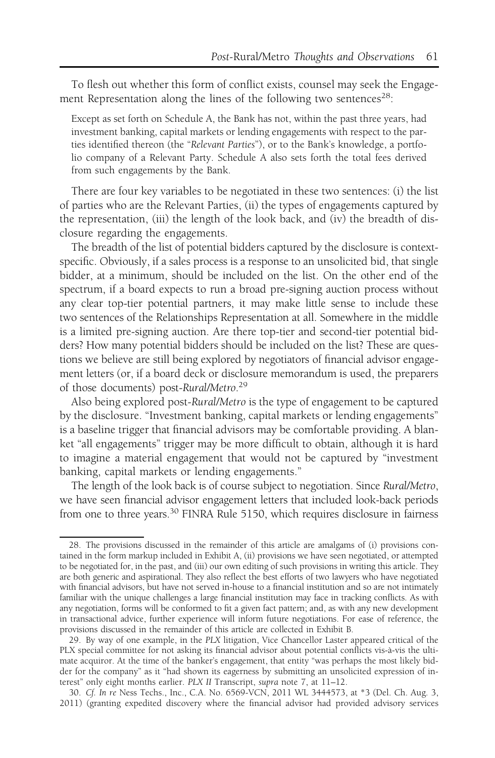To flesh out whether this form of conflict exists, counsel may seek the Engagement Representation along the lines of the following two sentences[28]:

> Except as set forth on Schedule A, the Bank has not, within the past three years, had investment banking, capital markets or lending engagements with respect to the parties identified thereon (the "*Relevant Parties*"), or to the Bank's knowledge, a portfolio company of a Relevant Party. Schedule A also sets forth the total fees derived from such engagements by the Bank.

There are four key variables to be negotiated in these two sentences: (i) the list of parties who are the Relevant Parties, (ii) the types of engagements captured by the representation, (iii) the length of the look back, and (iv) the breadth of disclosure regarding the engagements.

The breadth of the list of potential bidders captured by the disclosure is context-specific. Obviously, if a sales process is a response to an unsolicited bid, that single bidder, at a minimum, should be included on the list. On the other end of the spectrum, if a board expects to run a broad pre-signing auction process without any clear top-tier potential partners, it may make little sense to include these two sentences of the Relationships Representation at all. Somewhere in the middle is a limited pre-signing auction. Are there top-tier and second-tier potential bidders? How many potential bidders should be included on the list? These are questions we believe are still being explored by negotiators of financial advisor engagement letters (or, if a board deck or disclosure memorandum is used, the preparers of those documents) post-*Rural/Metro*.[29]

Also being explored post-*Rural/Metro* is the type of engagement to be captured by the disclosure. "Investment banking, capital markets or lending engagements" is a baseline trigger that financial advisors may be comfortable providing. A blanket "all engagements" trigger may be more difficult to obtain, although it is hard to imagine a material engagement that would not be captured by "investment banking, capital markets or lending engagements."

The length of the look back is of course subject to negotiation. Since *Rural/Metro*, we have seen financial advisor engagement letters that included look-back periods from one to three years.[30] FINRA Rule 5150, which requires disclosure in fairness

---

28. The provisions discussed in the remainder of this article are amalgams of (i) provisions contained in the form markup included in Exhibit A, (ii) provisions we have seen negotiated, or attempted to be negotiated for, in the past, and (iii) our own editing of such provisions in writing this article. They are both generic and aspirational. They also reflect the best efforts of two lawyers who have negotiated with financial advisors, but have not served in-house to a financial institution and so are not intimately familiar with the unique challenges a large financial institution may face in tracking conflicts. As with any negotiation, forms will be conformed to fit a given fact pattern; and, as with any new development in transactional advice, further experience will inform future negotiations. For ease of reference, the provisions discussed in the remainder of this article are collected in Exhibit B.

29. By way of one example, in the *PLX* litigation, Vice Chancellor Laster appeared critical of the PLX special committee for not asking its financial advisor about potential conflicts vis-à-vis the ultimate acquiror. At the time of the banker's engagement, that entity "was perhaps the most likely bidder for the company" as it "had shown its eagerness by submitting an unsolicited expression of interest" only eight months earlier. *PLX II* Transcript, *supra* note 7, at 11–12.

30. *Cf. In re* Ness Techs., Inc., C.A. No. 6569-VCN, 2011 WL 3444573, at *3 (Del. Ch. Aug. 3, 2011) (granting expedited discovery where the financial advisor had provided advisory services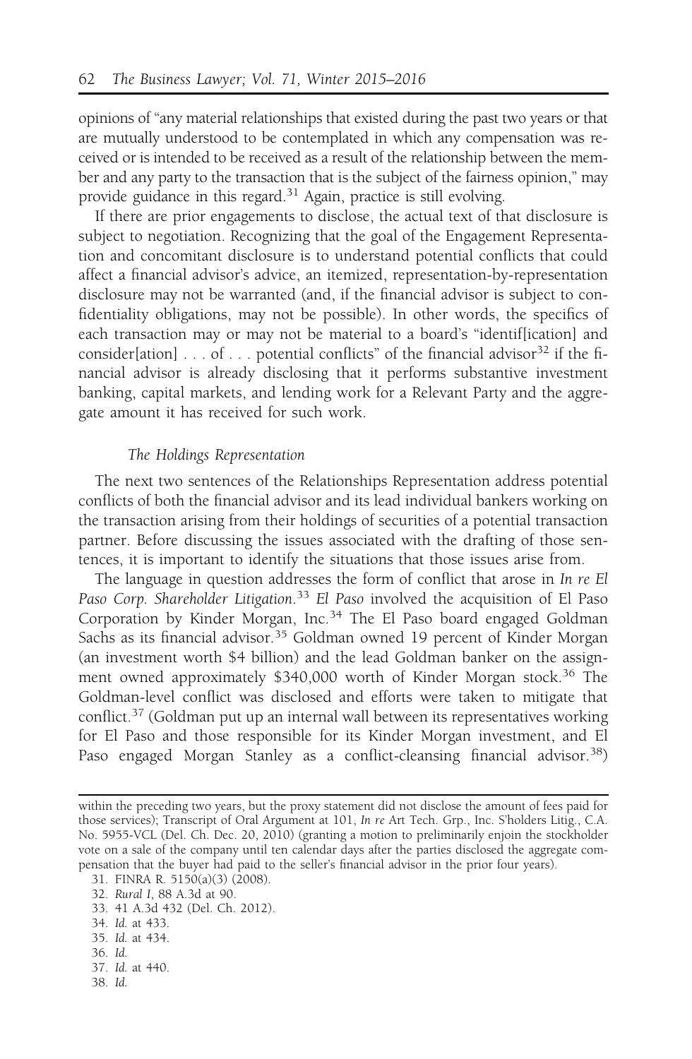opinions of "any material relationships that existed during the past two years or that are mutually understood to be contemplated in which any compensation was received or is intended to be received as a result of the relationship between the member and any party to the transaction that is the subject of the fairness opinion," may provide guidance in this regard.[31] Again, practice is still evolving.

If there are prior engagements to disclose, the actual text of that disclosure is subject to negotiation. Recognizing that the goal of the Engagement Representation and concomitant disclosure is to understand potential conflicts that could affect a financial advisor's advice, an itemized, representation-by-representation disclosure may not be warranted (and, if the financial advisor is subject to confidentiality obligations, may not be possible). In other words, the specifics of each transaction may or may not be material to a board's "identif[ication] and consider[ation] . . . of . . . potential conflicts" of the financial advisor[32] if the financial advisor is already disclosing that it performs substantive investment banking, capital markets, and lending work for a Relevant Party and the aggregate amount it has received for such work.

### *The Holdings Representation*

The next two sentences of the Relationships Representation address potential conflicts of both the financial advisor and its lead individual bankers working on the transaction arising from their holdings of securities of a potential transaction partner. Before discussing the issues associated with the drafting of those sentences, it is important to identify the situations that those issues arise from.

The language in question addresses the form of conflict that arose in *In re El Paso Corp. Shareholder Litigation*.[33] *El Paso* involved the acquisition of El Paso Corporation by Kinder Morgan, Inc.[34] The El Paso board engaged Goldman Sachs as its financial advisor.[35] Goldman owned 19 percent of Kinder Morgan (an investment worth $4 billion) and the lead Goldman banker on the assignment owned approximately $340,000 worth of Kinder Morgan stock.[36] The Goldman-level conflict was disclosed and efforts were taken to mitigate that conflict.[37] (Goldman put up an internal wall between its representatives working for El Paso and those responsible for its Kinder Morgan investment, and El Paso engaged Morgan Stanley as a conflict-cleansing financial advisor.[38])

---

within the preceding two years, but the proxy statement did not disclose the amount of fees paid for those services); Transcript of Oral Argument at 101, *In re* Art Tech. Grp., Inc. S'holders Litig., C.A. No. 5955-VCL (Del. Ch. Dec. 20, 2010) (granting a motion to preliminarily enjoin the stockholder vote on a sale of the company until ten calendar days after the parties disclosed the aggregate compensation that the buyer had paid to the seller's financial advisor in the prior four years).

31. FINRA R. 5150(a)(3) (2008).
32. *Rural I*, 88 A.3d at 90.
33. 41 A.3d 432 (Del. Ch. 2012).
34. *Id.* at 433.
35. *Id.* at 434.
36. *Id.*
37. *Id.* at 440.
38. *Id.*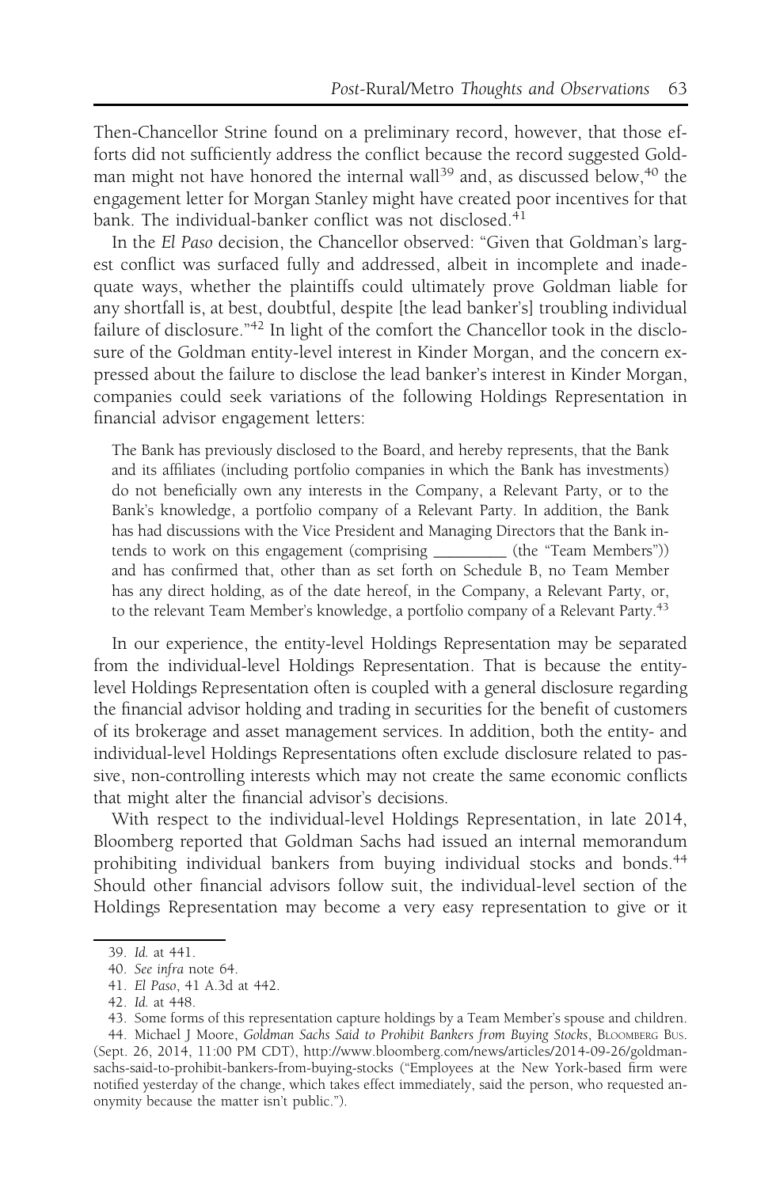Then-Chancellor Strine found on a preliminary record, however, that those efforts did not sufficiently address the conflict because the record suggested Goldman might not have honored the internal wall[39] and, as discussed below,[40] the engagement letter for Morgan Stanley might have created poor incentives for that bank. The individual-banker conflict was not disclosed.[41]

In the *El Paso* decision, the Chancellor observed: "Given that Goldman's largest conflict was surfaced fully and addressed, albeit in incomplete and inadequate ways, whether the plaintiffs could ultimately prove Goldman liable for any shortfall is, at best, doubtful, despite [the lead banker's] troubling individual failure of disclosure."[42] In light of the comfort the Chancellor took in the disclosure of the Goldman entity-level interest in Kinder Morgan, and the concern expressed about the failure to disclose the lead banker's interest in Kinder Morgan, companies could seek variations of the following Holdings Representation in financial advisor engagement letters:

> The Bank has previously disclosed to the Board, and hereby represents, that the Bank and its affiliates (including portfolio companies in which the Bank has investments) do not beneficially own any interests in the Company, a Relevant Party, or to the Bank's knowledge, a portfolio company of a Relevant Party. In addition, the Bank has had discussions with the Vice President and Managing Directors that the Bank intends to work on this engagement (comprising _________ (the "Team Members")) and has confirmed that, other than as set forth on Schedule B, no Team Member has any direct holding, as of the date hereof, in the Company, a Relevant Party, or, to the relevant Team Member's knowledge, a portfolio company of a Relevant Party.[43]

In our experience, the entity-level Holdings Representation may be separated from the individual-level Holdings Representation. That is because the entity-level Holdings Representation often is coupled with a general disclosure regarding the financial advisor holding and trading in securities for the benefit of customers of its brokerage and asset management services. In addition, both the entity- and individual-level Holdings Representations often exclude disclosure related to passive, non-controlling interests which may not create the same economic conflicts that might alter the financial advisor's decisions.

With respect to the individual-level Holdings Representation, in late 2014, Bloomberg reported that Goldman Sachs had issued an internal memorandum prohibiting individual bankers from buying individual stocks and bonds.[44] Should other financial advisors follow suit, the individual-level section of the Holdings Representation may become a very easy representation to give or it

---

39. *Id.* at 441.

40. *See infra* note 64.

41. *El Paso*, 41 A.3d at 442.

42. *Id.* at 448.

43. Some forms of this representation capture holdings by a Team Member's spouse and children.

44. Michael J Moore, *Goldman Sachs Said to Prohibit Bankers from Buying Stocks*, Bloomberg Bus. (Sept. 26, 2014, 11:00 PM CDT), http://www.bloomberg.com/news/articles/2014-09-26/goldman-sachs-said-to-prohibit-bankers-from-buying-stocks ("Employees at the New York-based firm were notified yesterday of the change, which takes effect immediately, said the person, who requested anonymity because the matter isn't public.").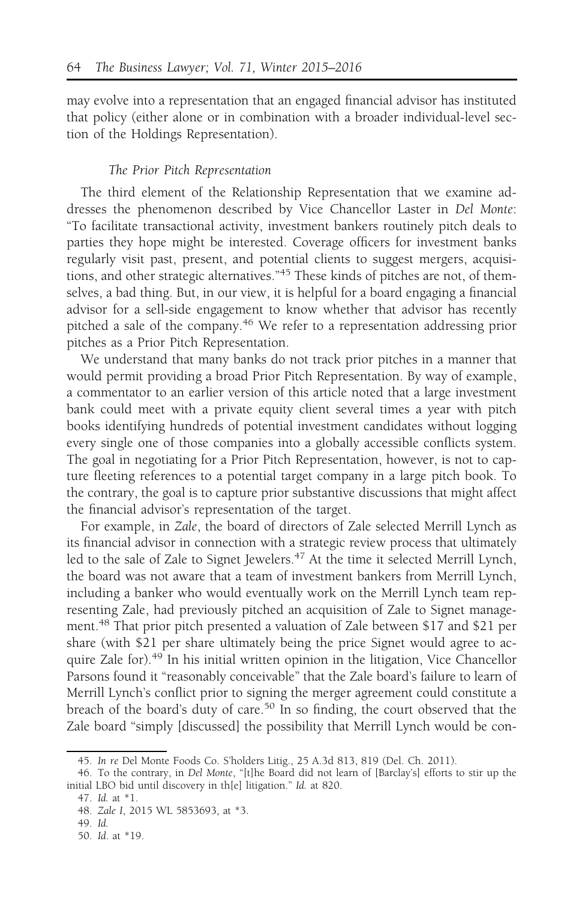may evolve into a representation that an engaged financial advisor has instituted that policy (either alone or in combination with a broader individual-level section of the Holdings Representation).

### *The Prior Pitch Representation*

The third element of the Relationship Representation that we examine addresses the phenomenon described by Vice Chancellor Laster in *Del Monte*: "To facilitate transactional activity, investment bankers routinely pitch deals to parties they hope might be interested. Coverage officers for investment banks regularly visit past, present, and potential clients to suggest mergers, acquisitions, and other strategic alternatives."[45] These kinds of pitches are not, of themselves, a bad thing. But, in our view, it is helpful for a board engaging a financial advisor for a sell-side engagement to know whether that advisor has recently pitched a sale of the company.[46] We refer to a representation addressing prior pitches as a Prior Pitch Representation.

We understand that many banks do not track prior pitches in a manner that would permit providing a broad Prior Pitch Representation. By way of example, a commentator to an earlier version of this article noted that a large investment bank could meet with a private equity client several times a year with pitch books identifying hundreds of potential investment candidates without logging every single one of those companies into a globally accessible conflicts system. The goal in negotiating for a Prior Pitch Representation, however, is not to capture fleeting references to a potential target company in a large pitch book. To the contrary, the goal is to capture prior substantive discussions that might affect the financial advisor's representation of the target.

For example, in *Zale*, the board of directors of Zale selected Merrill Lynch as its financial advisor in connection with a strategic review process that ultimately led to the sale of Zale to Signet Jewelers.[47] At the time it selected Merrill Lynch, the board was not aware that a team of investment bankers from Merrill Lynch, including a banker who would eventually work on the Merrill Lynch team representing Zale, had previously pitched an acquisition of Zale to Signet management.[48] That prior pitch presented a valuation of Zale between $17 and $21 per share (with $21 per share ultimately being the price Signet would agree to acquire Zale for).[49] In his initial written opinion in the litigation, Vice Chancellor Parsons found it "reasonably conceivable" that the Zale board's failure to learn of Merrill Lynch's conflict prior to signing the merger agreement could constitute a breach of the board's duty of care.[50] In so finding, the court observed that the Zale board "simply [discussed] the possibility that Merrill Lynch would be con-

45. *In re* Del Monte Foods Co. S'holders Litig., 25 A.3d 813, 819 (Del. Ch. 2011).

46. To the contrary, in *Del Monte*, "[t]he Board did not learn of [Barclay's] efforts to stir up the initial LBO bid until discovery in th[e] litigation." *Id.* at 820.

47. *Id.* at *1.

48. *Zale I*, 2015 WL 5853693, at *3.

49. *Id.*

50. *Id.* at *19.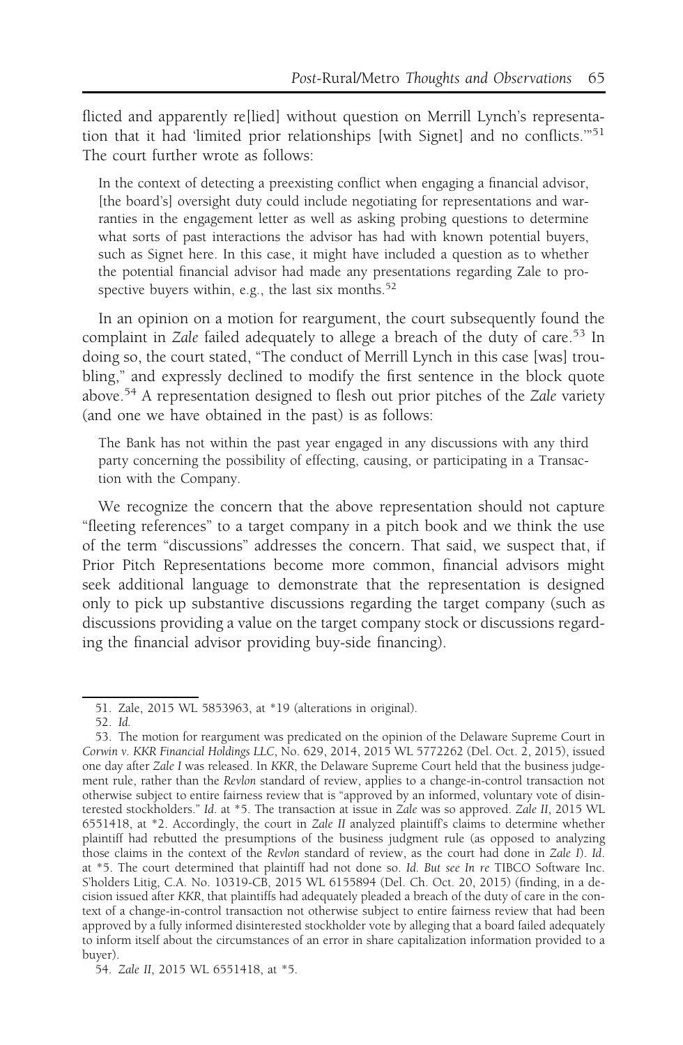flicted and apparently re[lied] without question on Merrill Lynch's representation that it had 'limited prior relationships [with Signet] and no conflicts.'"[51] The court further wrote as follows:

> In the context of detecting a preexisting conflict when engaging a financial advisor, [the board's] oversight duty could include negotiating for representations and warranties in the engagement letter as well as asking probing questions to determine what sorts of past interactions the advisor has had with known potential buyers, such as Signet here. In this case, it might have included a question as to whether the potential financial advisor had made any presentations regarding Zale to prospective buyers within, e.g., the last six months.[52]

In an opinion on a motion for reargument, the court subsequently found the complaint in *Zale* failed adequately to allege a breach of the duty of care.[53] In doing so, the court stated, "The conduct of Merrill Lynch in this case [was] troubling," and expressly declined to modify the first sentence in the block quote above.[54] A representation designed to flesh out prior pitches of the *Zale* variety (and one we have obtained in the past) is as follows:

> The Bank has not within the past year engaged in any discussions with any third party concerning the possibility of effecting, causing, or participating in a Transaction with the Company.

We recognize the concern that the above representation should not capture "fleeting references" to a target company in a pitch book and we think the use of the term "discussions" addresses the concern. That said, we suspect that, if Prior Pitch Representations become more common, financial advisors might seek additional language to demonstrate that the representation is designed only to pick up substantive discussions regarding the target company (such as discussions providing a value on the target company stock or discussions regarding the financial advisor providing buy-side financing).

---

51. Zale, 2015 WL 5853963, at *19 (alterations in original).

52. *Id.*

53. The motion for reargument was predicated on the opinion of the Delaware Supreme Court in *Corwin v. KKR Financial Holdings LLC*, No. 629, 2014, 2015 WL 5772262 (Del. Oct. 2, 2015), issued one day after *Zale I* was released. In *KKR*, the Delaware Supreme Court held that the business judgement rule, rather than the *Revlon* standard of review, applies to a change-in-control transaction not otherwise subject to entire fairness review that is "approved by an informed, voluntary vote of disinterested stockholders." *Id.* at *5. The transaction at issue in *Zale* was so approved. *Zale II*, 2015 WL 6551418, at *2. Accordingly, the court in *Zale II* analyzed plaintiff's claims to determine whether plaintiff had rebutted the presumptions of the business judgment rule (as opposed to analyzing those claims in the context of the *Revlon* standard of review, as the court had done in *Zale I*). *Id.* at *5. The court determined that plaintiff had not done so. *Id. But see In re* TIBCO Software Inc. S'holders Litig, C.A. No. 10319-CB, 2015 WL 6155894 (Del. Ch. Oct. 20, 2015) (finding, in a decision issued after *KKR*, that plaintiffs had adequately pleaded a breach of the duty of care in the context of a change-in-control transaction not otherwise subject to entire fairness review that had been approved by a fully informed disinterested stockholder vote by alleging that a board failed adequately to inform itself about the circumstances of an error in share capitalization information provided to a buyer).

54. *Zale II*, 2015 WL 6551418, at *5.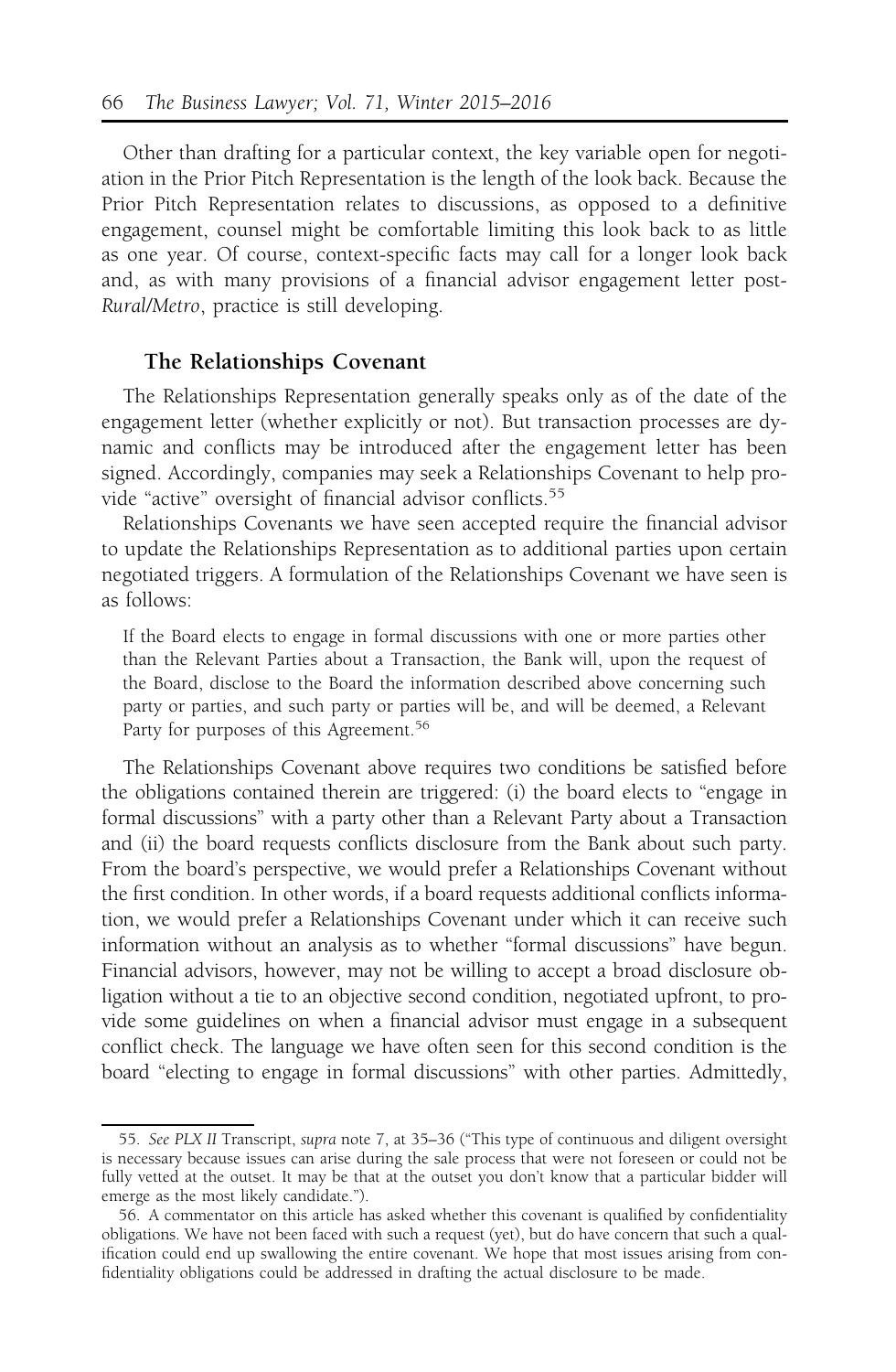Other than drafting for a particular context, the key variable open for negotiation in the Prior Pitch Representation is the length of the look back. Because the Prior Pitch Representation relates to discussions, as opposed to a definitive engagement, counsel might be comfortable limiting this look back to as little as one year. Of course, context-specific facts may call for a longer look back and, as with many provisions of a financial advisor engagement letter post-*Rural/Metro*, practice is still developing.

### The Relationships Covenant

The Relationships Representation generally speaks only as of the date of the engagement letter (whether explicitly or not). But transaction processes are dynamic and conflicts may be introduced after the engagement letter has been signed. Accordingly, companies may seek a Relationships Covenant to help provide "active" oversight of financial advisor conflicts.[55]

Relationships Covenants we have seen accepted require the financial advisor to update the Relationships Representation as to additional parties upon certain negotiated triggers. A formulation of the Relationships Covenant we have seen is as follows:

> If the Board elects to engage in formal discussions with one or more parties other than the Relevant Parties about a Transaction, the Bank will, upon the request of the Board, disclose to the Board the information described above concerning such party or parties, and such party or parties will be, and will be deemed, a Relevant Party for purposes of this Agreement.[56]

The Relationships Covenant above requires two conditions be satisfied before the obligations contained therein are triggered: (i) the board elects to "engage in formal discussions" with a party other than a Relevant Party about a Transaction and (ii) the board requests conflicts disclosure from the Bank about such party. From the board's perspective, we would prefer a Relationships Covenant without the first condition. In other words, if a board requests additional conflicts information, we would prefer a Relationships Covenant under which it can receive such information without an analysis as to whether "formal discussions" have begun. Financial advisors, however, may not be willing to accept a broad disclosure obligation without a tie to an objective second condition, negotiated upfront, to provide some guidelines on when a financial advisor must engage in a subsequent conflict check. The language we have often seen for this second condition is the board "electing to engage in formal discussions" with other parties. Admittedly,

---

55. *See PLX II* Transcript, *supra* note 7, at 35–36 ("This type of continuous and diligent oversight is necessary because issues can arise during the sale process that were not foreseen or could not be fully vetted at the outset. It may be that at the outset you don't know that a particular bidder will emerge as the most likely candidate.").

56. A commentator on this article has asked whether this covenant is qualified by confidentiality obligations. We have not been faced with such a request (yet), but do have concern that such a qualification could end up swallowing the entire covenant. We hope that most issues arising from confidentiality obligations could be addressed in drafting the actual disclosure to be made.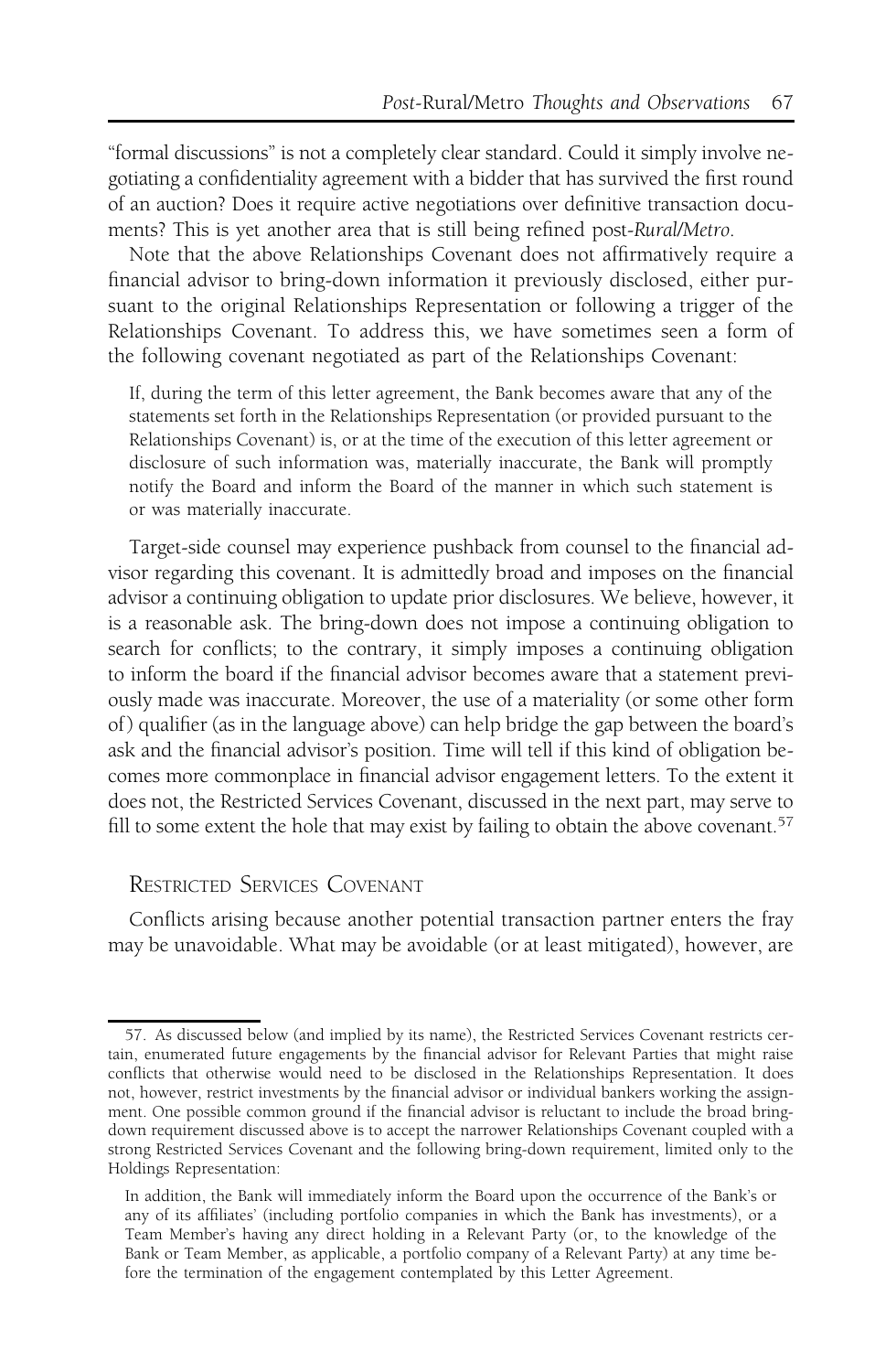"formal discussions" is not a completely clear standard. Could it simply involve negotiating a confidentiality agreement with a bidder that has survived the first round of an auction? Does it require active negotiations over definitive transaction documents? This is yet another area that is still being refined post-*Rural/Metro*.

Note that the above Relationships Covenant does not affirmatively require a financial advisor to bring-down information it previously disclosed, either pursuant to the original Relationships Representation or following a trigger of the Relationships Covenant. To address this, we have sometimes seen a form of the following covenant negotiated as part of the Relationships Covenant:

> If, during the term of this letter agreement, the Bank becomes aware that any of the statements set forth in the Relationships Representation (or provided pursuant to the Relationships Covenant) is, or at the time of the execution of this letter agreement or disclosure of such information was, materially inaccurate, the Bank will promptly notify the Board and inform the Board of the manner in which such statement is or was materially inaccurate.

Target-side counsel may experience pushback from counsel to the financial advisor regarding this covenant. It is admittedly broad and imposes on the financial advisor a continuing obligation to update prior disclosures. We believe, however, it is a reasonable ask. The bring-down does not impose a continuing obligation to search for conflicts; to the contrary, it simply imposes a continuing obligation to inform the board if the financial advisor becomes aware that a statement previously made was inaccurate. Moreover, the use of a materiality (or some other form of) qualifier (as in the language above) can help bridge the gap between the board's ask and the financial advisor's position. Time will tell if this kind of obligation becomes more commonplace in financial advisor engagement letters. To the extent it does not, the Restricted Services Covenant, discussed in the next part, may serve to fill to some extent the hole that may exist by failing to obtain the above covenant.[57]

### Restricted Services Covenant

Conflicts arising because another potential transaction partner enters the fray may be unavoidable. What may be avoidable (or at least mitigated), however, are

---

57. As discussed below (and implied by its name), the Restricted Services Covenant restricts certain, enumerated future engagements by the financial advisor for Relevant Parties that might raise conflicts that otherwise would need to be disclosed in the Relationships Representation. It does not, however, restrict investments by the financial advisor or individual bankers working the assignment. One possible common ground if the financial advisor is reluctant to include the broad bring-down requirement discussed above is to accept the narrower Relationships Covenant coupled with a strong Restricted Services Covenant and the following bring-down requirement, limited only to the Holdings Representation:

> In addition, the Bank will immediately inform the Board upon the occurrence of the Bank's or any of its affiliates' (including portfolio companies in which the Bank has investments), or a Team Member's having any direct holding in a Relevant Party (or, to the knowledge of the Bank or Team Member, as applicable, a portfolio company of a Relevant Party) at any time before the termination of the engagement contemplated by this Letter Agreement.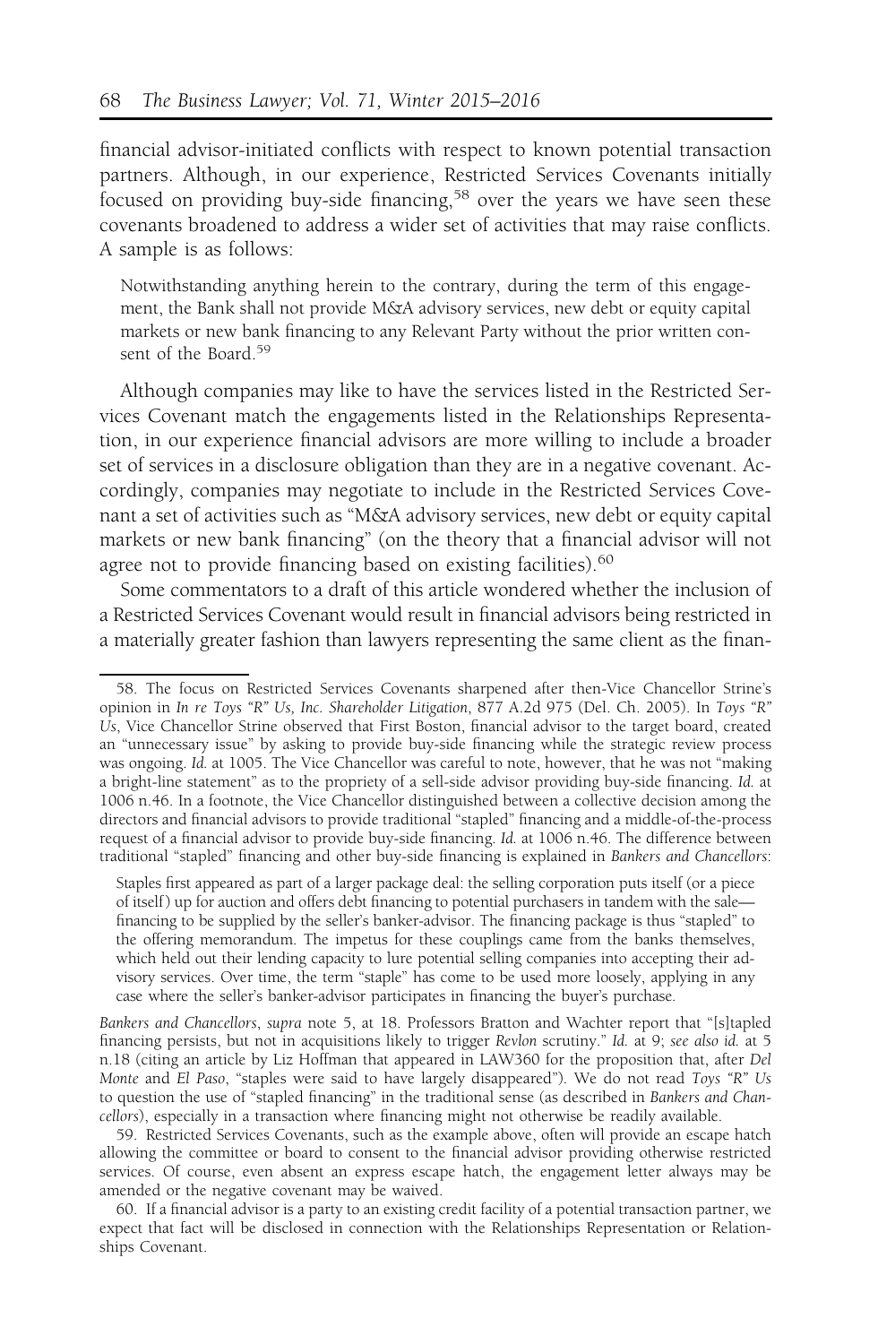financial advisor-initiated conflicts with respect to known potential transaction partners. Although, in our experience, Restricted Services Covenants initially focused on providing buy-side financing,[58] over the years we have seen these covenants broadened to address a wider set of activities that may raise conflicts. A sample is as follows:

> Notwithstanding anything herein to the contrary, during the term of this engagement, the Bank shall not provide M&A advisory services, new debt or equity capital markets or new bank financing to any Relevant Party without the prior written consent of the Board.[59]

Although companies may like to have the services listed in the Restricted Services Covenant match the engagements listed in the Relationships Representation, in our experience financial advisors are more willing to include a broader set of services in a disclosure obligation than they are in a negative covenant. Accordingly, companies may negotiate to include in the Restricted Services Covenant a set of activities such as "M&A advisory services, new debt or equity capital markets or new bank financing" (on the theory that a financial advisor will not agree not to provide financing based on existing facilities).[60]

Some commentators to a draft of this article wondered whether the inclusion of a Restricted Services Covenant would result in financial advisors being restricted in a materially greater fashion than lawyers representing the same client as the finan-

---

58. The focus on Restricted Services Covenants sharpened after then-Vice Chancellor Strine's opinion in *In re Toys "R" Us, Inc. Shareholder Litigation*, 877 A.2d 975 (Del. Ch. 2005). In *Toys "R" Us*, Vice Chancellor Strine observed that First Boston, financial advisor to the target board, created an "unnecessary issue" by asking to provide buy-side financing while the strategic review process was ongoing. *Id.* at 1005. The Vice Chancellor was careful to note, however, that he was not "making a bright-line statement" as to the propriety of a sell-side advisor providing buy-side financing. *Id.* at 1006 n.46. In a footnote, the Vice Chancellor distinguished between a collective decision among the directors and financial advisors to provide traditional "stapled" financing and a middle-of-the-process request of a financial advisor to provide buy-side financing. *Id.* at 1006 n.46. The difference between traditional "stapled" financing and other buy-side financing is explained in *Bankers and Chancellors*:

> Staples first appeared as part of a larger package deal: the selling corporation puts itself (or a piece of itself) up for auction and offers debt financing to potential purchasers in tandem with the sale—financing to be supplied by the seller's banker-advisor. The financing package is thus "stapled" to the offering memorandum. The impetus for these couplings came from the banks themselves, which held out their lending capacity to lure potential selling companies into accepting their advisory services. Over time, the term "staple" has come to be used more loosely, applying in any case where the seller's banker-advisor participates in financing the buyer's purchase.

*Bankers and Chancellors*, *supra* note 5, at 18. Professors Bratton and Wachter report that "[s]tapled financing persists, but not in acquisitions likely to trigger *Revlon* scrutiny." *Id.* at 9; *see also id.* at 5 n.18 (citing an article by Liz Hoffman that appeared in LAW360 for the proposition that, after *Del Monte* and *El Paso*, "staples were said to have largely disappeared"). We do not read *Toys "R" Us* to question the use of "stapled financing" in the traditional sense (as described in *Bankers and Chancellors*), especially in a transaction where financing might not otherwise be readily available.

59. Restricted Services Covenants, such as the example above, often will provide an escape hatch allowing the committee or board to consent to the financial advisor providing otherwise restricted services. Of course, even absent an express escape hatch, the engagement letter always may be amended or the negative covenant may be waived.

60. If a financial advisor is a party to an existing credit facility of a potential transaction partner, we expect that fact will be disclosed in connection with the Relationships Representation or Relationships Covenant.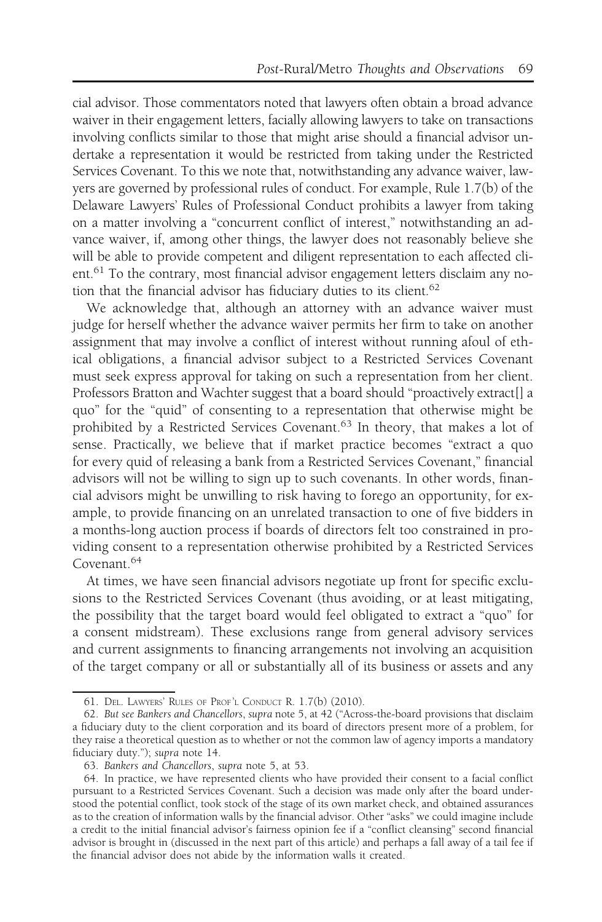cial advisor. Those commentators noted that lawyers often obtain a broad advance waiver in their engagement letters, facially allowing lawyers to take on transactions involving conflicts similar to those that might arise should a financial advisor undertake a representation it would be restricted from taking under the Restricted Services Covenant. To this we note that, notwithstanding any advance waiver, lawyers are governed by professional rules of conduct. For example, Rule 1.7(b) of the Delaware Lawyers' Rules of Professional Conduct prohibits a lawyer from taking on a matter involving a "concurrent conflict of interest," notwithstanding an advance waiver, if, among other things, the lawyer does not reasonably believe she will be able to provide competent and diligent representation to each affected client.[61] To the contrary, most financial advisor engagement letters disclaim any notion that the financial advisor has fiduciary duties to its client.[62]

We acknowledge that, although an attorney with an advance waiver must judge for herself whether the advance waiver permits her firm to take on another assignment that may involve a conflict of interest without running afoul of ethical obligations, a financial advisor subject to a Restricted Services Covenant must seek express approval for taking on such a representation from her client. Professors Bratton and Wachter suggest that a board should "proactively extract[] a quo" for the "quid" of consenting to a representation that otherwise might be prohibited by a Restricted Services Covenant.[63] In theory, that makes a lot of sense. Practically, we believe that if market practice becomes "extract a quo for every quid of releasing a bank from a Restricted Services Covenant," financial advisors will not be willing to sign up to such covenants. In other words, financial advisors might be unwilling to risk having to forego an opportunity, for example, to provide financing on an unrelated transaction to one of five bidders in a months-long auction process if boards of directors felt too constrained in providing consent to a representation otherwise prohibited by a Restricted Services Covenant.[64]

At times, we have seen financial advisors negotiate up front for specific exclusions to the Restricted Services Covenant (thus avoiding, or at least mitigating, the possibility that the target board would feel obligated to extract a "quo" for a consent midstream). These exclusions range from general advisory services and current assignments to financing arrangements not involving an acquisition of the target company or all or substantially all of its business or assets and any

---

61. Del. Lawyers' Rules of Prof'l Conduct R. 1.7(b) (2010).

62. *But see Bankers and Chancellors*, *supra* note 5, at 42 ("Across-the-board provisions that disclaim a fiduciary duty to the client corporation and its board of directors present more of a problem, for they raise a theoretical question as to whether or not the common law of agency imports a mandatory fiduciary duty."); *supra* note 14.

63. *Bankers and Chancellors*, *supra* note 5, at 53.

64. In practice, we have represented clients who have provided their consent to a facial conflict pursuant to a Restricted Services Covenant. Such a decision was made only after the board understood the potential conflict, took stock of the stage of its own market check, and obtained assurances as to the creation of information walls by the financial advisor. Other "asks" we could imagine include a credit to the initial financial advisor's fairness opinion fee if a "conflict cleansing" second financial advisor is brought in (discussed in the next part of this article) and perhaps a fall away of a tail fee if the financial advisor does not abide by the information walls it created.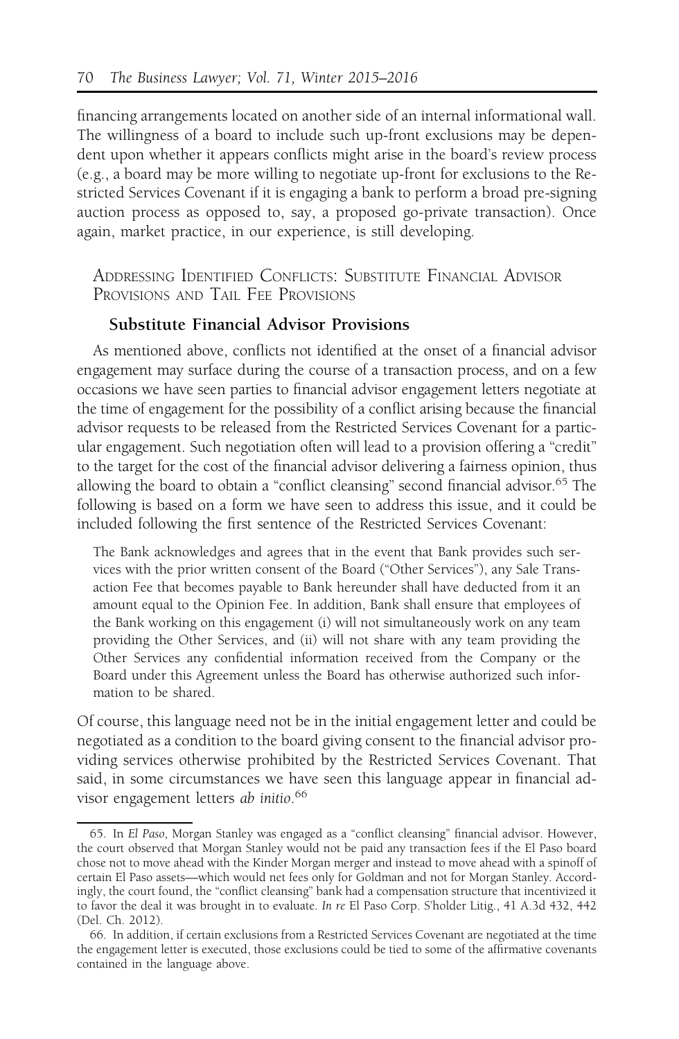financing arrangements located on another side of an internal informational wall. The willingness of a board to include such up-front exclusions may be dependent upon whether it appears conflicts might arise in the board's review process (e.g., a board may be more willing to negotiate up-front for exclusions to the Restricted Services Covenant if it is engaging a bank to perform a broad pre-signing auction process as opposed to, say, a proposed go-private transaction). Once again, market practice, in our experience, is still developing.

## Addressing Identified Conflicts: Substitute Financial Advisor Provisions and Tail Fee Provisions

### Substitute Financial Advisor Provisions

As mentioned above, conflicts not identified at the onset of a financial advisor engagement may surface during the course of a transaction process, and on a few occasions we have seen parties to financial advisor engagement letters negotiate at the time of engagement for the possibility of a conflict arising because the financial advisor requests to be released from the Restricted Services Covenant for a particular engagement. Such negotiation often will lead to a provision offering a "credit" to the target for the cost of the financial advisor delivering a fairness opinion, thus allowing the board to obtain a "conflict cleansing" second financial advisor.[65] The following is based on a form we have seen to address this issue, and it could be included following the first sentence of the Restricted Services Covenant:

> The Bank acknowledges and agrees that in the event that Bank provides such services with the prior written consent of the Board ("Other Services"), any Sale Transaction Fee that becomes payable to Bank hereunder shall have deducted from it an amount equal to the Opinion Fee. In addition, Bank shall ensure that employees of the Bank working on this engagement (i) will not simultaneously work on any team providing the Other Services, and (ii) will not share with any team providing the Other Services any confidential information received from the Company or the Board under this Agreement unless the Board has otherwise authorized such information to be shared.

Of course, this language need not be in the initial engagement letter and could be negotiated as a condition to the board giving consent to the financial advisor providing services otherwise prohibited by the Restricted Services Covenant. That said, in some circumstances we have seen this language appear in financial advisor engagement letters *ab initio*.[66]

---

65. In *El Paso*, Morgan Stanley was engaged as a "conflict cleansing" financial advisor. However, the court observed that Morgan Stanley would not be paid any transaction fees if the El Paso board chose not to move ahead with the Kinder Morgan merger and instead to move ahead with a spinoff of certain El Paso assets—which would net fees only for Goldman and not for Morgan Stanley. Accordingly, the court found, the "conflict cleansing" bank had a compensation structure that incentivized it to favor the deal it was brought in to evaluate. *In re* El Paso Corp. S'holder Litig., 41 A.3d 432, 442 (Del. Ch. 2012).

66. In addition, if certain exclusions from a Restricted Services Covenant are negotiated at the time the engagement letter is executed, those exclusions could be tied to some of the affirmative covenants contained in the language above.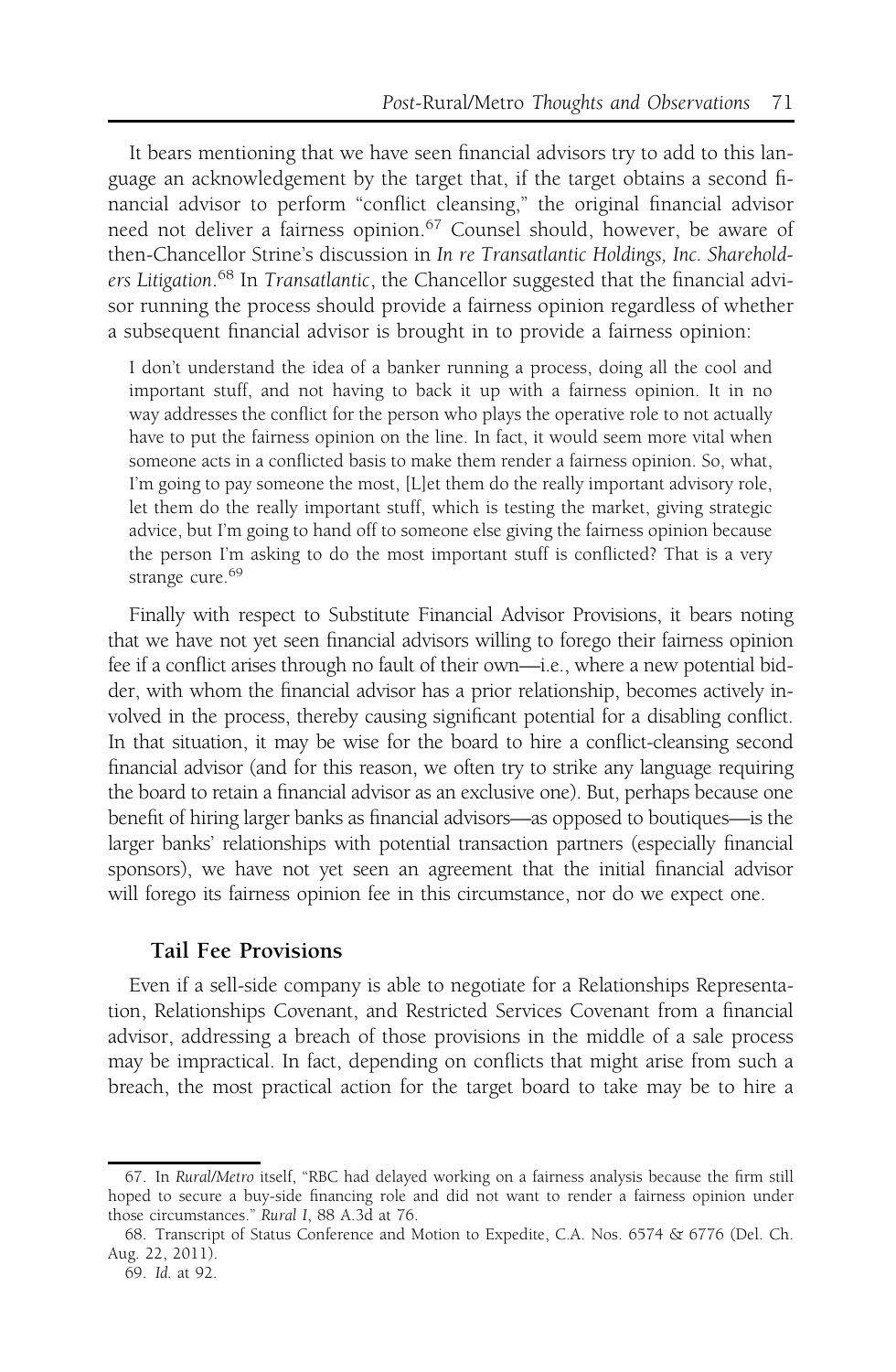It bears mentioning that we have seen financial advisors try to add to this language an acknowledgement by the target that, if the target obtains a second financial advisor to perform "conflict cleansing," the original financial advisor need not deliver a fairness opinion.[67] Counsel should, however, be aware of then-Chancellor Strine's discussion in *In re Transatlantic Holdings, Inc. Shareholders Litigation*.[68] In *Transatlantic*, the Chancellor suggested that the financial advisor running the process should provide a fairness opinion regardless of whether a subsequent financial advisor is brought in to provide a fairness opinion:

> I don't understand the idea of a banker running a process, doing all the cool and important stuff, and not having to back it up with a fairness opinion. It in no way addresses the conflict for the person who plays the operative role to not actually have to put the fairness opinion on the line. In fact, it would seem more vital when someone acts in a conflicted basis to make them render a fairness opinion. So, what, I'm going to pay someone the most, [L]et them do the really important advisory role, let them do the really important stuff, which is testing the market, giving strategic advice, but I'm going to hand off to someone else giving the fairness opinion because the person I'm asking to do the most important stuff is conflicted? That is a very strange cure.[69]

Finally with respect to Substitute Financial Advisor Provisions, it bears noting that we have not yet seen financial advisors willing to forego their fairness opinion fee if a conflict arises through no fault of their own—i.e., where a new potential bidder, with whom the financial advisor has a prior relationship, becomes actively involved in the process, thereby causing significant potential for a disabling conflict. In that situation, it may be wise for the board to hire a conflict-cleansing second financial advisor (and for this reason, we often try to strike any language requiring the board to retain a financial advisor as an exclusive one). But, perhaps because one benefit of hiring larger banks as financial advisors—as opposed to boutiques—is the larger banks' relationships with potential transaction partners (especially financial sponsors), we have not yet seen an agreement that the initial financial advisor will forego its fairness opinion fee in this circumstance, nor do we expect one.

### Tail Fee Provisions

Even if a sell-side company is able to negotiate for a Relationships Representation, Relationships Covenant, and Restricted Services Covenant from a financial advisor, addressing a breach of those provisions in the middle of a sale process may be impractical. In fact, depending on conflicts that might arise from such a breach, the most practical action for the target board to take may be to hire a

---

67. In *Rural/Metro* itself, "RBC had delayed working on a fairness analysis because the firm still hoped to secure a buy-side financing role and did not want to render a fairness opinion under those circumstances." *Rural I*, 88 A.3d at 76.

68. Transcript of Status Conference and Motion to Expedite, C.A. Nos. 6574 & 6776 (Del. Ch. Aug. 22, 2011).

69. *Id.* at 92.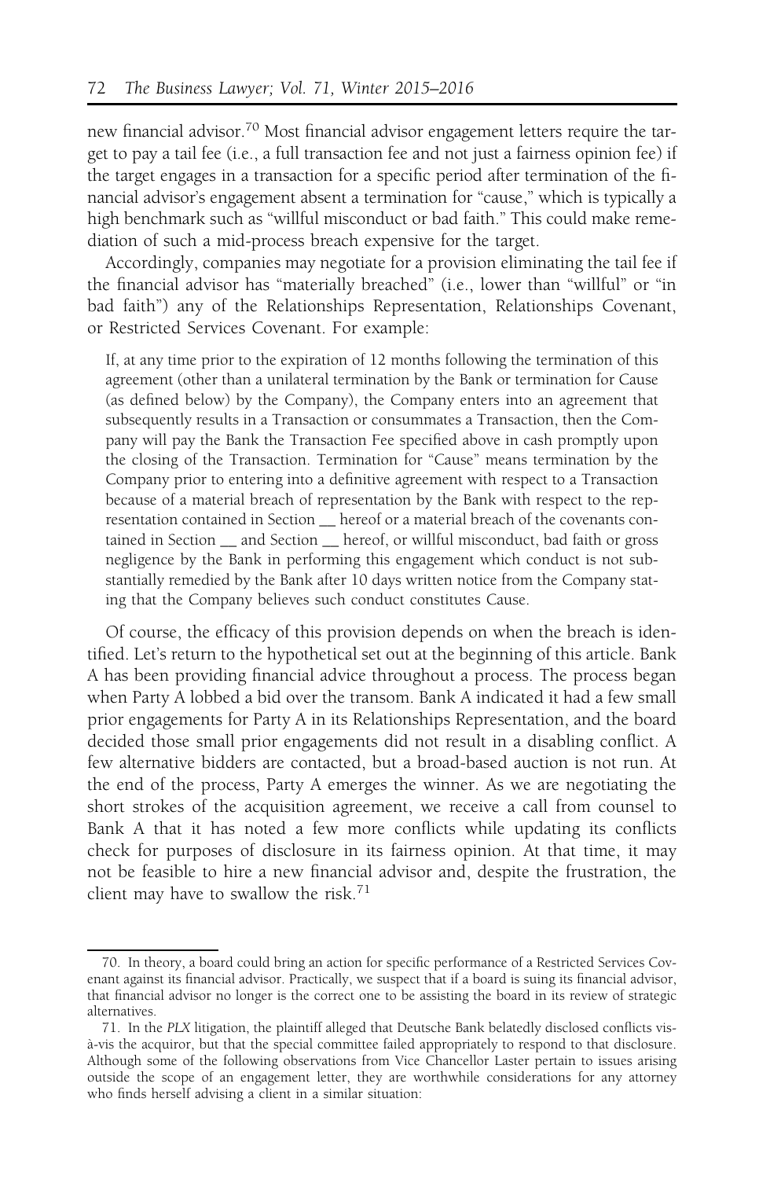new financial advisor.[70] Most financial advisor engagement letters require the target to pay a tail fee (i.e., a full transaction fee and not just a fairness opinion fee) if the target engages in a transaction for a specific period after termination of the financial advisor's engagement absent a termination for "cause," which is typically a high benchmark such as "willful misconduct or bad faith." This could make remediation of such a mid-process breach expensive for the target.

Accordingly, companies may negotiate for a provision eliminating the tail fee if the financial advisor has "materially breached" (i.e., lower than "willful" or "in bad faith") any of the Relationships Representation, Relationships Covenant, or Restricted Services Covenant. For example:

> If, at any time prior to the expiration of 12 months following the termination of this agreement (other than a unilateral termination by the Bank or termination for Cause (as defined below) by the Company), the Company enters into an agreement that subsequently results in a Transaction or consummates a Transaction, then the Company will pay the Bank the Transaction Fee specified above in cash promptly upon the closing of the Transaction. Termination for "Cause" means termination by the Company prior to entering into a definitive agreement with respect to a Transaction because of a material breach of representation by the Bank with respect to the representation contained in Section __ hereof or a material breach of the covenants contained in Section __ and Section __ hereof, or willful misconduct, bad faith or gross negligence by the Bank in performing this engagement which conduct is not substantially remedied by the Bank after 10 days written notice from the Company stating that the Company believes such conduct constitutes Cause.

Of course, the efficacy of this provision depends on when the breach is identified. Let's return to the hypothetical set out at the beginning of this article. Bank A has been providing financial advice throughout a process. The process began when Party A lobbed a bid over the transom. Bank A indicated it had a few small prior engagements for Party A in its Relationships Representation, and the board decided those small prior engagements did not result in a disabling conflict. A few alternative bidders are contacted, but a broad-based auction is not run. At the end of the process, Party A emerges the winner. As we are negotiating the short strokes of the acquisition agreement, we receive a call from counsel to Bank A that it has noted a few more conflicts while updating its conflicts check for purposes of disclosure in its fairness opinion. At that time, it may not be feasible to hire a new financial advisor and, despite the frustration, the client may have to swallow the risk.[71]

---

70. In theory, a board could bring an action for specific performance of a Restricted Services Covenant against its financial advisor. Practically, we suspect that if a board is suing its financial advisor, that financial advisor no longer is the correct one to be assisting the board in its review of strategic alternatives.

71. In the *PLX* litigation, the plaintiff alleged that Deutsche Bank belatedly disclosed conflicts vis-à-vis the acquiror, but that the special committee failed appropriately to respond to that disclosure. Although some of the following observations from Vice Chancellor Laster pertain to issues arising outside the scope of an engagement letter, they are worthwhile considerations for any attorney who finds herself advising a client in a similar situation: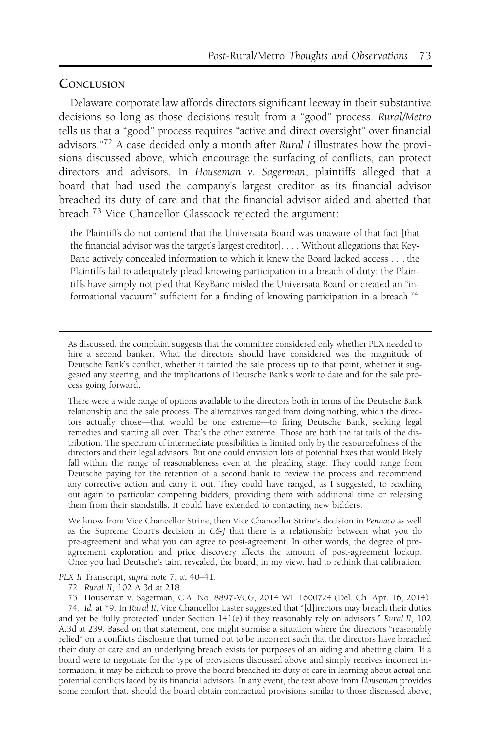## Conclusion

Delaware corporate law affords directors significant leeway in their substantive decisions so long as those decisions result from a "good" process. *Rural/Metro* tells us that a "good" process requires "active and direct oversight" over financial advisors."[72] A case decided only a month after *Rural I* illustrates how the provisions discussed above, which encourage the surfacing of conflicts, can protect directors and advisors. In *Houseman v. Sagerman*, plaintiffs alleged that a board that had used the company's largest creditor as its financial advisor breached its duty of care and that the financial advisor aided and abetted that breach.[73] Vice Chancellor Glasscock rejected the argument:

> the Plaintiffs do not contend that the Universata Board was unaware of that fact [that the financial advisor was the target's largest creditor]. . . . Without allegations that KeyBanc actively concealed information to which it knew the Board lacked access . . . the Plaintiffs fail to adequately plead knowing participation in a breach of duty: the Plaintiffs have simply not pled that KeyBanc misled the Universata Board or created an "informational vacuum" sufficient for a finding of knowing participation in a breach.[74]

---

> As discussed, the complaint suggests that the committee considered only whether PLX needed to hire a second banker. What the directors should have considered was the magnitude of Deutsche Bank's conflict, whether it tainted the sale process up to that point, whether it suggested any steering, and the implications of Deutsche Bank's work to date and for the sale process going forward.
>
> There were a wide range of options available to the directors both in terms of the Deutsche Bank relationship and the sale process. The alternatives ranged from doing nothing, which the directors actually chose—that would be one extreme—to firing Deutsche Bank, seeking legal remedies and starting all over. That's the other extreme. Those are both the fat tails of the distribution. The spectrum of intermediate possibilities is limited only by the resourcefulness of the directors and their legal advisors. But one could envision lots of potential fixes that would likely fall within the range of reasonableness even at the pleading stage. They could range from Deutsche paying for the retention of a second bank to review the process and recommend any corrective action and carry it out. They could have ranged, as I suggested, to reaching out again to particular competing bidders, providing them with additional time or releasing them from their standstills. It could have extended to contacting new bidders.
>
> We know from Vice Chancellor Strine, then Vice Chancellor Strine's decision in *Pennaco* as well as the Supreme Court's decision in *C&J* that there is a relationship between what you do pre-agreement and what you can agree to post-agreement. In other words, the degree of pre-agreement exploration and price discovery affects the amount of post-agreement lockup. Once you had Deutsche's taint revealed, the board, in my view, had to rethink that calibration.

*PLX II* Transcript, *supra* note 7, at 40–41.

72. *Rural II*, 102 A.3d at 218.

73. Houseman v. Sagerman, C.A. No. 8897-VCG, 2014 WL 1600724 (Del. Ch. Apr. 16, 2014).

74. *Id.* at *9. In *Rural II*, Vice Chancellor Laster suggested that "[d]irectors may breach their duties and yet be 'fully protected' under Section 141(e) if they reasonably rely on advisors." *Rural II*, 102 A.3d at 239. Based on that statement, one might surmise a situation where the directors "reasonably relied" on a conflicts disclosure that turned out to be incorrect such that the directors have breached their duty of care and an underlying breach exists for purposes of an aiding and abetting claim. If a board were to negotiate for the type of provisions discussed above and simply receives incorrect information, it may be difficult to prove the board breached its duty of care in learning about actual and potential conflicts faced by its financial advisors. In any event, the text above from *Houseman* provides some comfort that, should the board obtain contractual provisions similar to those discussed above,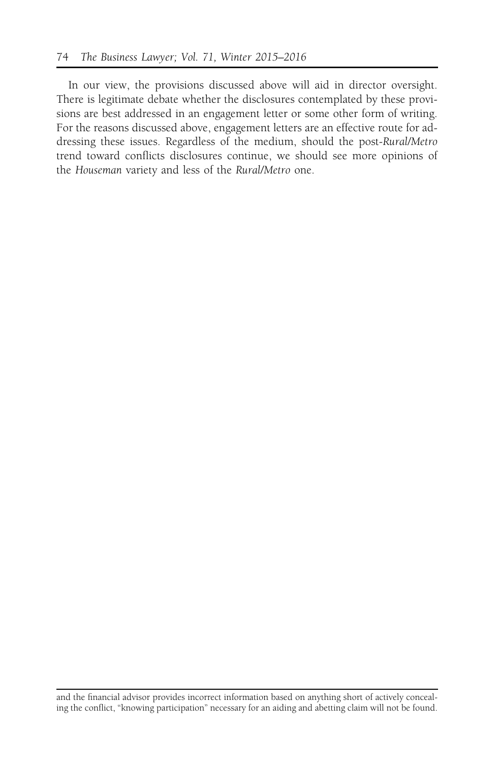In our view, the provisions discussed above will aid in director oversight. There is legitimate debate whether the disclosures contemplated by these provisions are best addressed in an engagement letter or some other form of writing. For the reasons discussed above, engagement letters are an effective route for addressing these issues. Regardless of the medium, should the post-*Rural/Metro* trend toward conflicts disclosures continue, we should see more opinions of the *Houseman* variety and less of the *Rural/Metro* one.

---

and the financial advisor provides incorrect information based on anything short of actively concealing the conflict, "knowing participation" necessary for an aiding and abetting claim will not be found.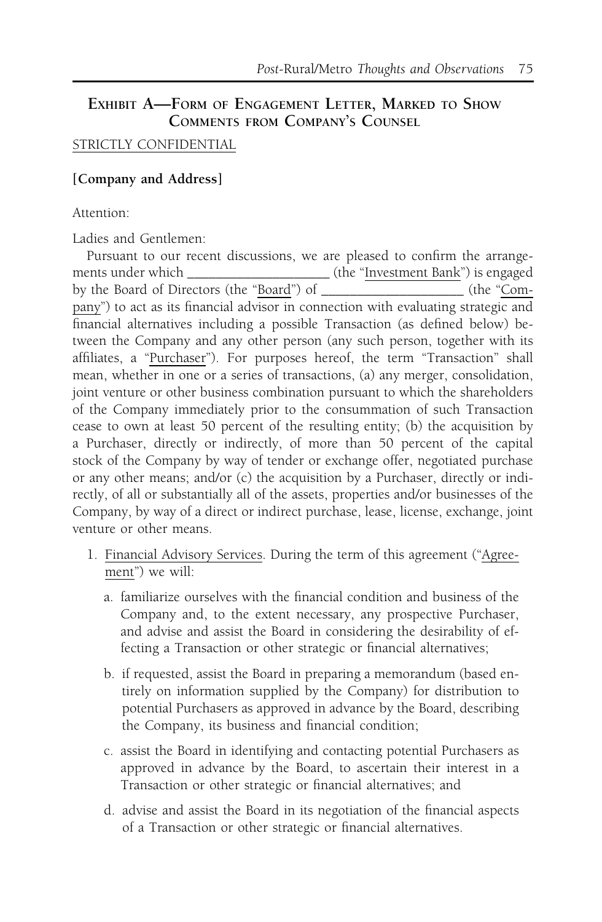## Exhibit A—Form of Engagement Letter, Marked to Show Comments from Company's Counsel

STRICTLY CONFIDENTIAL

**[Company and Address]**

Attention:

Ladies and Gentlemen:

Pursuant to our recent discussions, we are pleased to confirm the arrangements under which ____________________ (the "Investment Bank") is engaged by the Board of Directors (the "Board") of ____________________ (the "Company") to act as its financial advisor in connection with evaluating strategic and financial alternatives including a possible Transaction (as defined below) between the Company and any other person (any such person, together with its affiliates, a "Purchaser"). For purposes hereof, the term "Transaction" shall mean, whether in one or a series of transactions, (a) any merger, consolidation, joint venture or other business combination pursuant to which the shareholders of the Company immediately prior to the consummation of such Transaction cease to own at least 50 percent of the resulting entity; (b) the acquisition by a Purchaser, directly or indirectly, of more than 50 percent of the capital stock of the Company by way of tender or exchange offer, negotiated purchase or any other means; and/or (c) the acquisition by a Purchaser, directly or indirectly, of all or substantially all of the assets, properties and/or businesses of the Company, by way of a direct or indirect purchase, lease, license, exchange, joint venture or other means.

1. Financial Advisory Services. During the term of this agreement ("Agreement") we will:

   a. familiarize ourselves with the financial condition and business of the Company and, to the extent necessary, any prospective Purchaser, and advise and assist the Board in considering the desirability of effecting a Transaction or other strategic or financial alternatives;

   b. if requested, assist the Board in preparing a memorandum (based entirely on information supplied by the Company) for distribution to potential Purchasers as approved in advance by the Board, describing the Company, its business and financial condition;

   c. assist the Board in identifying and contacting potential Purchasers as approved in advance by the Board, to ascertain their interest in a Transaction or other strategic or financial alternatives; and

   d. advise and assist the Board in its negotiation of the financial aspects of a Transaction or other strategic or financial alternatives.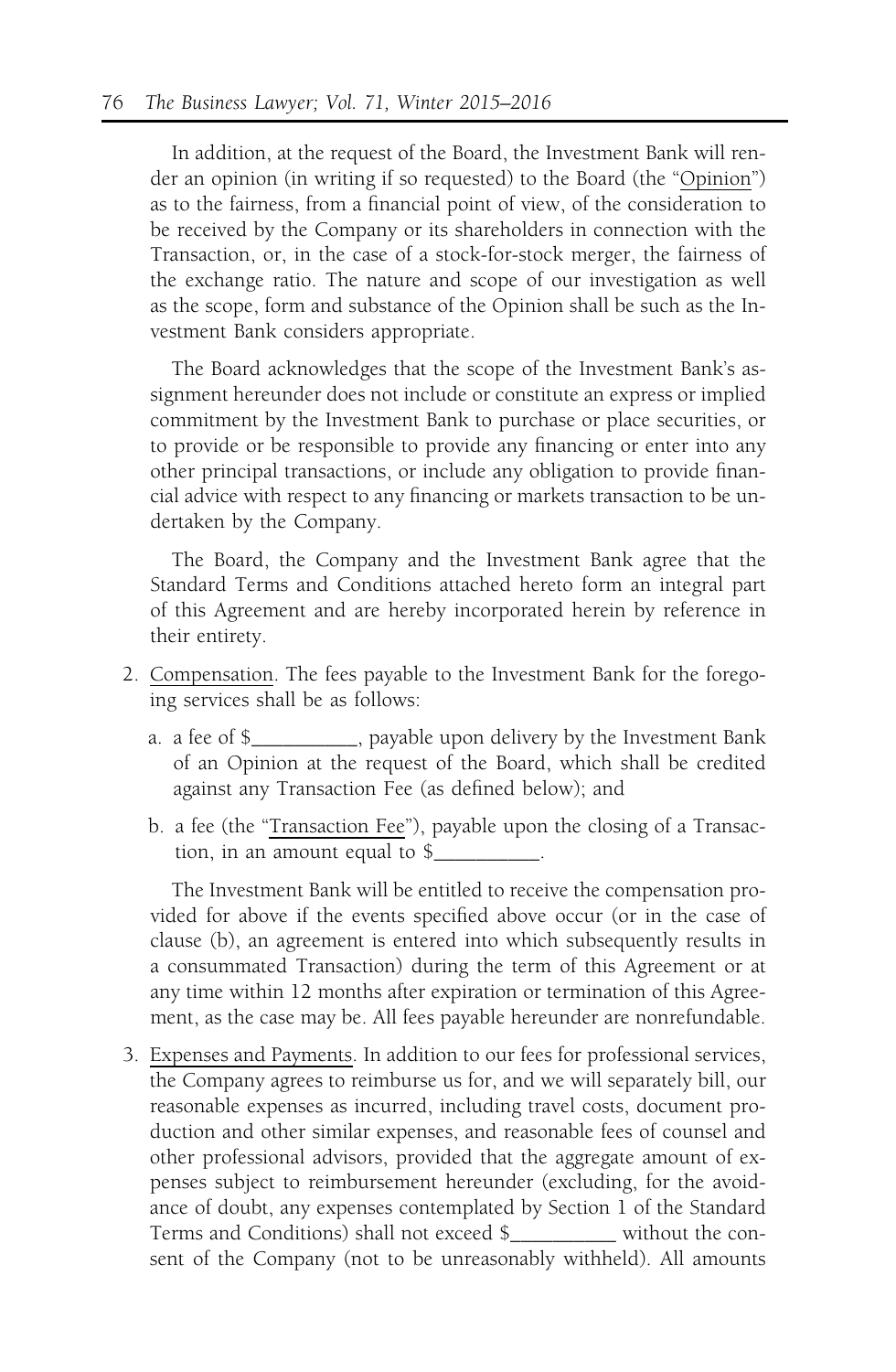In addition, at the request of the Board, the Investment Bank will render an opinion (in writing if so requested) to the Board (the "Opinion") as to the fairness, from a financial point of view, of the consideration to be received by the Company or its shareholders in connection with the Transaction, or, in the case of a stock-for-stock merger, the fairness of the exchange ratio. The nature and scope of our investigation as well as the scope, form and substance of the Opinion shall be such as the Investment Bank considers appropriate.

The Board acknowledges that the scope of the Investment Bank's assignment hereunder does not include or constitute an express or implied commitment by the Investment Bank to purchase or place securities, or to provide or be responsible to provide any financing or enter into any other principal transactions, or include any obligation to provide financial advice with respect to any financing or markets transaction to be undertaken by the Company.

The Board, the Company and the Investment Bank agree that the Standard Terms and Conditions attached hereto form an integral part of this Agreement and are hereby incorporated herein by reference in their entirety.

2. Compensation. The fees payable to the Investment Bank for the foregoing services shall be as follows:

   a. a fee of $__________, payable upon delivery by the Investment Bank of an Opinion at the request of the Board, which shall be credited against any Transaction Fee (as defined below); and

   b. a fee (the "Transaction Fee"), payable upon the closing of a Transaction, in an amount equal to $__________.

   The Investment Bank will be entitled to receive the compensation provided for above if the events specified above occur (or in the case of clause (b), an agreement is entered into which subsequently results in a consummated Transaction) during the term of this Agreement or at any time within 12 months after expiration or termination of this Agreement, as the case may be. All fees payable hereunder are nonrefundable.

3. Expenses and Payments. In addition to our fees for professional services, the Company agrees to reimburse us for, and we will separately bill, our reasonable expenses as incurred, including travel costs, document production and other similar expenses, and reasonable fees of counsel and other professional advisors, provided that the aggregate amount of expenses subject to reimbursement hereunder (excluding, for the avoidance of doubt, any expenses contemplated by Section 1 of the Standard Terms and Conditions) shall not exceed $__________ without the consent of the Company (not to be unreasonably withheld). All amounts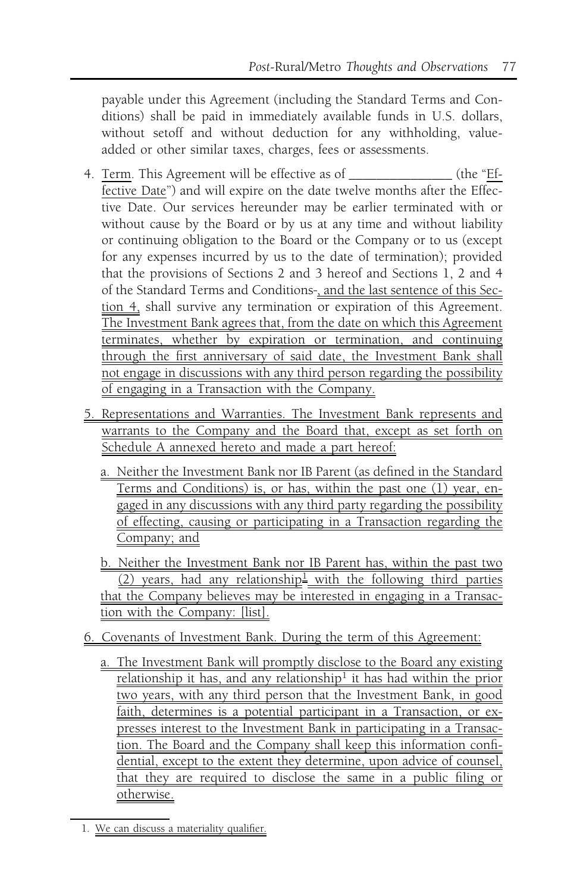payable under this Agreement (including the Standard Terms and Conditions) shall be paid in immediately available funds in U.S. dollars, without setoff and without deduction for any withholding, value-added or other similar taxes, charges, fees or assessments.

4. Term. This Agreement will be effective as of _______________ (the "Effective Date") and will expire on the date twelve months after the Effective Date. Our services hereunder may be earlier terminated with or without cause by the Board or by us at any time and without liability or continuing obligation to the Board or the Company or to us (except for any expenses incurred by us to the date of termination); provided that the provisions of Sections 2 and 3 hereof and Sections 1, 2 and 4 of the Standard Terms and Conditions-, and the last sentence of this Section 4, shall survive any termination or expiration of this Agreement. The Investment Bank agrees that, from the date on which this Agreement terminates, whether by expiration or termination, and continuing through the first anniversary of said date, the Investment Bank shall not engage in discussions with any third person regarding the possibility of engaging in a Transaction with the Company.

5. Representations and Warranties. The Investment Bank represents and warrants to the Company and the Board that, except as set forth on Schedule A annexed hereto and made a part hereof:

   a. Neither the Investment Bank nor IB Parent (as defined in the Standard Terms and Conditions) is, or has, within the past one (1) year, engaged in any discussions with any third party regarding the possibility of effecting, causing or participating in a Transaction regarding the Company; and

   b. Neither the Investment Bank nor IB Parent has, within the past two (2) years, had any relationship[1] with the following third parties that the Company believes may be interested in engaging in a Transaction with the Company: [list].

6. Covenants of Investment Bank. During the term of this Agreement:

   a. The Investment Bank will promptly disclose to the Board any existing relationship it has, and any relationship[1] it has had within the prior two years, with any third person that the Investment Bank, in good faith, determines is a potential participant in a Transaction, or expresses interest to the Investment Bank in participating in a Transaction. The Board and the Company shall keep this information confidential, except to the extent they determine, upon advice of counsel, that they are required to disclose the same in a public filing or otherwise.

1. We can discuss a materiality qualifier.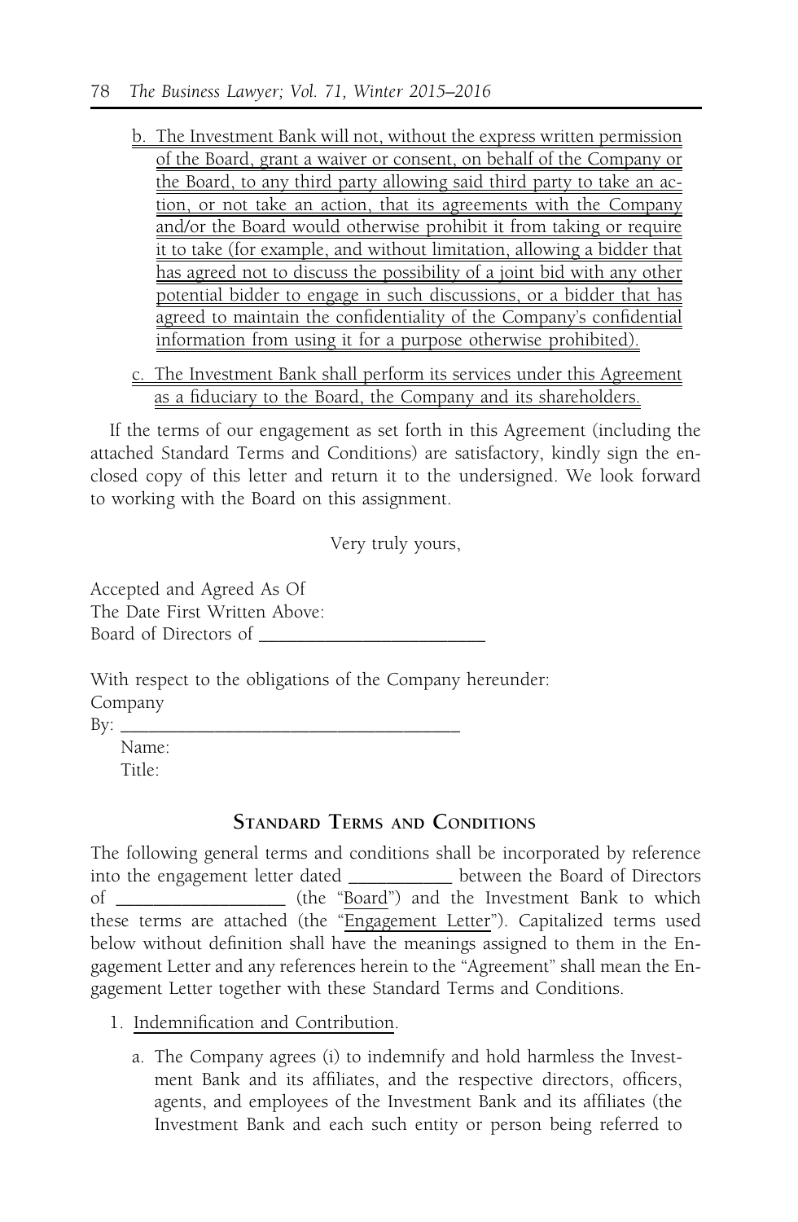b. <u>The Investment Bank will not, without the express written permission of the Board, grant a waiver or consent, on behalf of the Company or the Board, to any third party allowing said third party to take an action, or not take an action, that its agreements with the Company and/or the Board would otherwise prohibit it from taking or require it to take (for example, and without limitation, allowing a bidder that has agreed not to discuss the possibility of a joint bid with any other potential bidder to engage in such discussions, or a bidder that has agreed to maintain the confidentiality of the Company's confidential information from using it for a purpose otherwise prohibited).</u>

c. <u>The Investment Bank shall perform its services under this Agreement as a fiduciary to the Board, the Company and its shareholders.</u>

If the terms of our engagement as set forth in this Agreement (including the attached Standard Terms and Conditions) are satisfactory, kindly sign the enclosed copy of this letter and return it to the undersigned. We look forward to working with the Board on this assignment.

Very truly yours,

Accepted and Agreed As Of
The Date First Written Above:
Board of Directors of ________________________

With respect to the obligations of the Company hereunder:
Company
By: ____________________________________
Name:
Title:

## Standard Terms and Conditions

The following general terms and conditions shall be incorporated by reference into the engagement letter dated ___________ between the Board of Directors of __________________ (the "<u>Board</u>") and the Investment Bank to which these terms are attached (the "<u>Engagement Letter</u>"). Capitalized terms used below without definition shall have the meanings assigned to them in the Engagement Letter and any references herein to the "Agreement" shall mean the Engagement Letter together with these Standard Terms and Conditions.

1. <u>Indemnification and Contribution</u>.

   a. The Company agrees (i) to indemnify and hold harmless the Investment Bank and its affiliates, and the respective directors, officers, agents, and employees of the Investment Bank and its affiliates (the Investment Bank and each such entity or person being referred to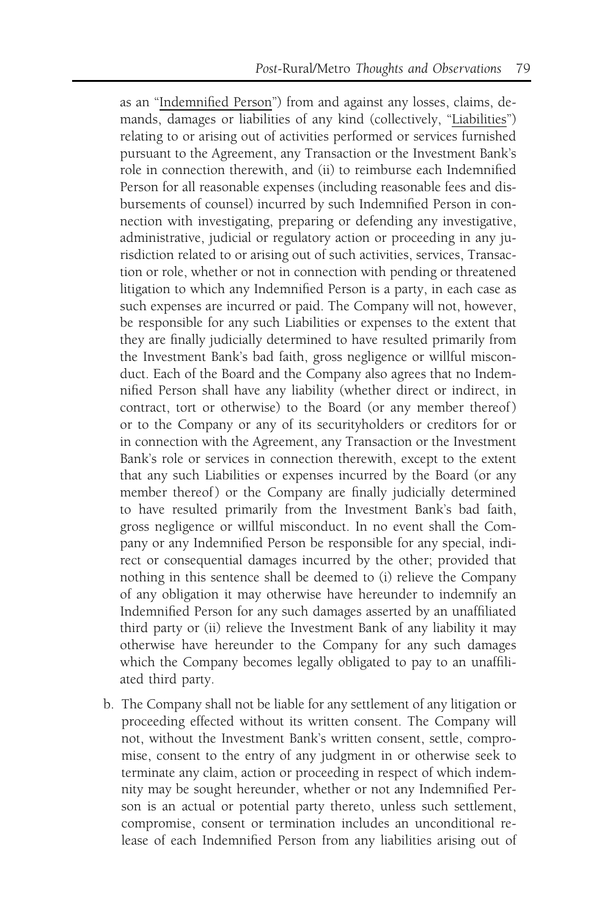as an "Indemnified Person") from and against any losses, claims, demands, damages or liabilities of any kind (collectively, "Liabilities") relating to or arising out of activities performed or services furnished pursuant to the Agreement, any Transaction or the Investment Bank's role in connection therewith, and (ii) to reimburse each Indemnified Person for all reasonable expenses (including reasonable fees and disbursements of counsel) incurred by such Indemnified Person in connection with investigating, preparing or defending any investigative, administrative, judicial or regulatory action or proceeding in any jurisdiction related to or arising out of such activities, services, Transaction or role, whether or not in connection with pending or threatened litigation to which any Indemnified Person is a party, in each case as such expenses are incurred or paid. The Company will not, however, be responsible for any such Liabilities or expenses to the extent that they are finally judicially determined to have resulted primarily from the Investment Bank's bad faith, gross negligence or willful misconduct. Each of the Board and the Company also agrees that no Indemnified Person shall have any liability (whether direct or indirect, in contract, tort or otherwise) to the Board (or any member thereof) or to the Company or any of its securityholders or creditors for or in connection with the Agreement, any Transaction or the Investment Bank's role or services in connection therewith, except to the extent that any such Liabilities or expenses incurred by the Board (or any member thereof) or the Company are finally judicially determined to have resulted primarily from the Investment Bank's bad faith, gross negligence or willful misconduct. In no event shall the Company or any Indemnified Person be responsible for any special, indirect or consequential damages incurred by the other; provided that nothing in this sentence shall be deemed to (i) relieve the Company of any obligation it may otherwise have hereunder to indemnify an Indemnified Person for any such damages asserted by an unaffiliated third party or (ii) relieve the Investment Bank of any liability it may otherwise have hereunder to the Company for any such damages which the Company becomes legally obligated to pay to an unaffiliated third party.

b. The Company shall not be liable for any settlement of any litigation or proceeding effected without its written consent. The Company will not, without the Investment Bank's written consent, settle, compromise, consent to the entry of any judgment in or otherwise seek to terminate any claim, action or proceeding in respect of which indemnity may be sought hereunder, whether or not any Indemnified Person is an actual or potential party thereto, unless such settlement, compromise, consent or termination includes an unconditional release of each Indemnified Person from any liabilities arising out of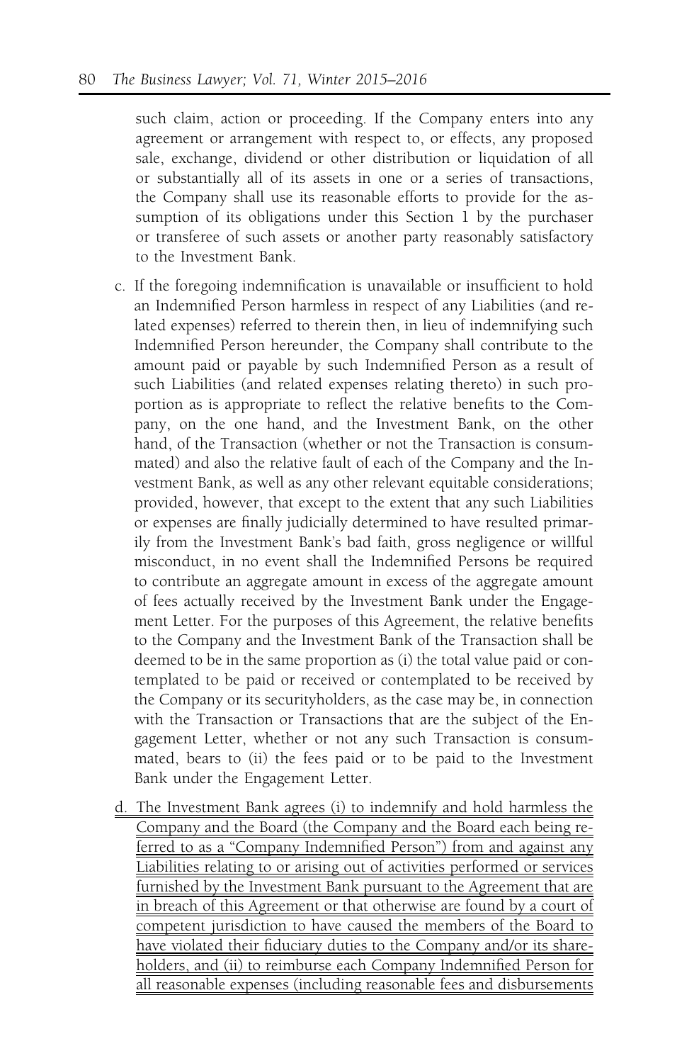such claim, action or proceeding. If the Company enters into any agreement or arrangement with respect to, or effects, any proposed sale, exchange, dividend or other distribution or liquidation of all or substantially all of its assets in one or a series of transactions, the Company shall use its reasonable efforts to provide for the assumption of its obligations under this Section 1 by the purchaser or transferee of such assets or another party reasonably satisfactory to the Investment Bank.

c. If the foregoing indemnification is unavailable or insufficient to hold an Indemnified Person harmless in respect of any Liabilities (and related expenses) referred to therein then, in lieu of indemnifying such Indemnified Person hereunder, the Company shall contribute to the amount paid or payable by such Indemnified Person as a result of such Liabilities (and related expenses relating thereto) in such proportion as is appropriate to reflect the relative benefits to the Company, on the one hand, and the Investment Bank, on the other hand, of the Transaction (whether or not the Transaction is consummated) and also the relative fault of each of the Company and the Investment Bank, as well as any other relevant equitable considerations; provided, however, that except to the extent that any such Liabilities or expenses are finally judicially determined to have resulted primarily from the Investment Bank's bad faith, gross negligence or willful misconduct, in no event shall the Indemnified Persons be required to contribute an aggregate amount in excess of the aggregate amount of fees actually received by the Investment Bank under the Engagement Letter. For the purposes of this Agreement, the relative benefits to the Company and the Investment Bank of the Transaction shall be deemed to be in the same proportion as (i) the total value paid or contemplated to be paid or received or contemplated to be received by the Company or its securityholders, as the case may be, in connection with the Transaction or Transactions that are the subject of the Engagement Letter, whether or not any such Transaction is consummated, bears to (ii) the fees paid or to be paid to the Investment Bank under the Engagement Letter.

d. The Investment Bank agrees (i) to indemnify and hold harmless the Company and the Board (the Company and the Board each being referred to as a "Company Indemnified Person") from and against any Liabilities relating to or arising out of activities performed or services furnished by the Investment Bank pursuant to the Agreement that are in breach of this Agreement or that otherwise are found by a court of competent jurisdiction to have caused the members of the Board to have violated their fiduciary duties to the Company and/or its shareholders, and (ii) to reimburse each Company Indemnified Person for all reasonable expenses (including reasonable fees and disbursements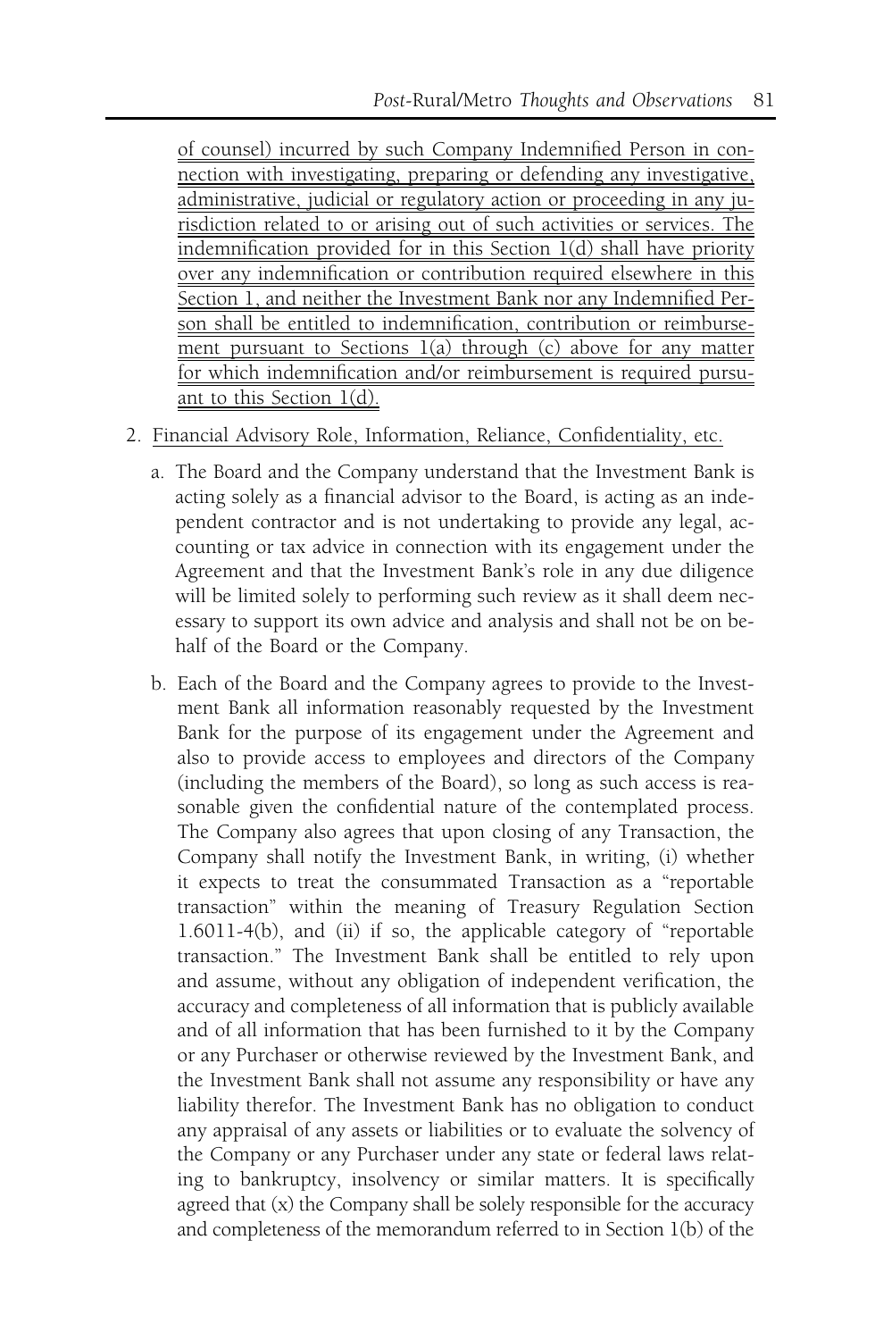of counsel) incurred by such Company Indemnified Person in connection with investigating, preparing or defending any investigative, administrative, judicial or regulatory action or proceeding in any jurisdiction related to or arising out of such activities or services. The indemnification provided for in this Section 1(d) shall have priority over any indemnification or contribution required elsewhere in this Section 1, and neither the Investment Bank nor any Indemnified Person shall be entitled to indemnification, contribution or reimbursement pursuant to Sections 1(a) through (c) above for any matter for which indemnification and/or reimbursement is required pursuant to this Section 1(d).

2. Financial Advisory Role, Information, Reliance, Confidentiality, etc.

   a. The Board and the Company understand that the Investment Bank is acting solely as a financial advisor to the Board, is acting as an independent contractor and is not undertaking to provide any legal, accounting or tax advice in connection with its engagement under the Agreement and that the Investment Bank's role in any due diligence will be limited solely to performing such review as it shall deem necessary to support its own advice and analysis and shall not be on behalf of the Board or the Company.

   b. Each of the Board and the Company agrees to provide to the Investment Bank all information reasonably requested by the Investment Bank for the purpose of its engagement under the Agreement and also to provide access to employees and directors of the Company (including the members of the Board), so long as such access is reasonable given the confidential nature of the contemplated process. The Company also agrees that upon closing of any Transaction, the Company shall notify the Investment Bank, in writing, (i) whether it expects to treat the consummated Transaction as a "reportable transaction" within the meaning of Treasury Regulation Section 1.6011-4(b), and (ii) if so, the applicable category of "reportable transaction." The Investment Bank shall be entitled to rely upon and assume, without any obligation of independent verification, the accuracy and completeness of all information that is publicly available and of all information that has been furnished to it by the Company or any Purchaser or otherwise reviewed by the Investment Bank, and the Investment Bank shall not assume any responsibility or have any liability therefor. The Investment Bank has no obligation to conduct any appraisal of any assets or liabilities or to evaluate the solvency of the Company or any Purchaser under any state or federal laws relating to bankruptcy, insolvency or similar matters. It is specifically agreed that (x) the Company shall be solely responsible for the accuracy and completeness of the memorandum referred to in Section 1(b) of the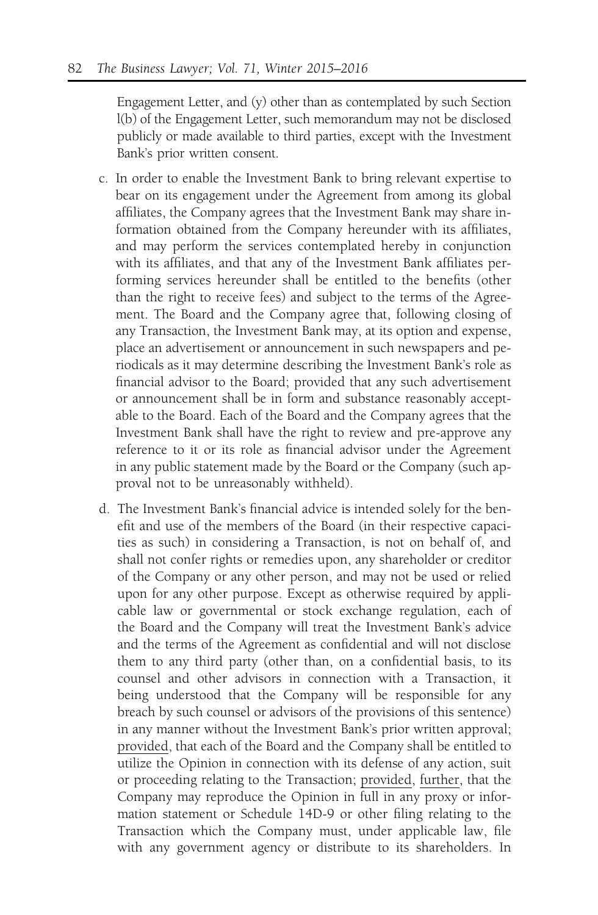Engagement Letter, and (y) other than as contemplated by such Section l(b) of the Engagement Letter, such memorandum may not be disclosed publicly or made available to third parties, except with the Investment Bank's prior written consent.

c. In order to enable the Investment Bank to bring relevant expertise to bear on its engagement under the Agreement from among its global affiliates, the Company agrees that the Investment Bank may share information obtained from the Company hereunder with its affiliates, and may perform the services contemplated hereby in conjunction with its affiliates, and that any of the Investment Bank affiliates performing services hereunder shall be entitled to the benefits (other than the right to receive fees) and subject to the terms of the Agreement. The Board and the Company agree that, following closing of any Transaction, the Investment Bank may, at its option and expense, place an advertisement or announcement in such newspapers and periodicals as it may determine describing the Investment Bank's role as financial advisor to the Board; provided that any such advertisement or announcement shall be in form and substance reasonably acceptable to the Board. Each of the Board and the Company agrees that the Investment Bank shall have the right to review and pre-approve any reference to it or its role as financial advisor under the Agreement in any public statement made by the Board or the Company (such approval not to be unreasonably withheld).

d. The Investment Bank's financial advice is intended solely for the benefit and use of the members of the Board (in their respective capacities as such) in considering a Transaction, is not on behalf of, and shall not confer rights or remedies upon, any shareholder or creditor of the Company or any other person, and may not be used or relied upon for any other purpose. Except as otherwise required by applicable law or governmental or stock exchange regulation, each of the Board and the Company will treat the Investment Bank's advice and the terms of the Agreement as confidential and will not disclose them to any third party (other than, on a confidential basis, to its counsel and other advisors in connection with a Transaction, it being understood that the Company will be responsible for any breach by such counsel or advisors of the provisions of this sentence) in any manner without the Investment Bank's prior written approval; <u>provided</u>, that each of the Board and the Company shall be entitled to utilize the Opinion in connection with its defense of any action, suit or proceeding relating to the Transaction; <u>provided</u>, <u>further</u>, that the Company may reproduce the Opinion in full in any proxy or information statement or Schedule 14D-9 or other filing relating to the Transaction which the Company must, under applicable law, file with any government agency or distribute to its shareholders. In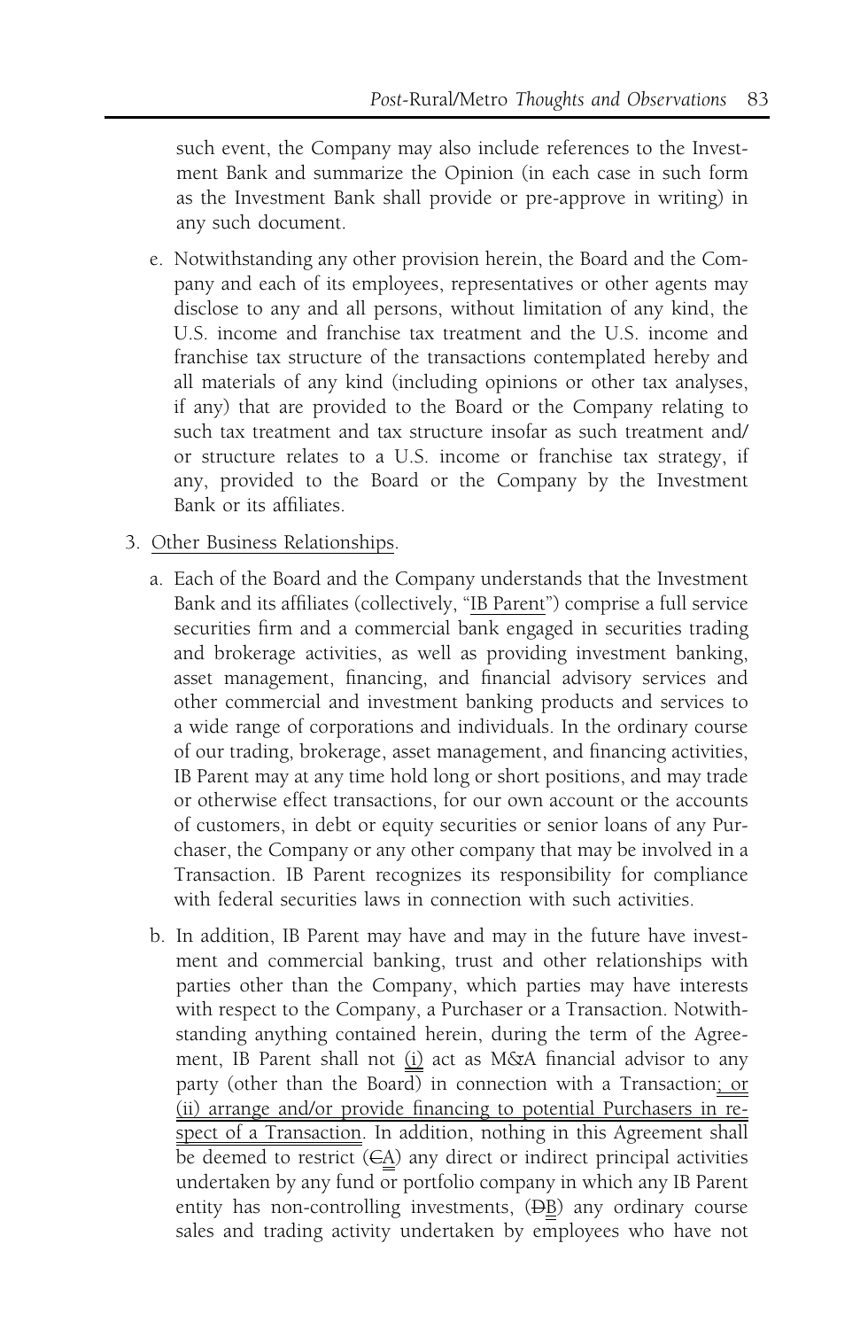such event, the Company may also include references to the Investment Bank and summarize the Opinion (in each case in such form as the Investment Bank shall provide or pre-approve in writing) in any such document.

e. Notwithstanding any other provision herein, the Board and the Company and each of its employees, representatives or other agents may disclose to any and all persons, without limitation of any kind, the U.S. income and franchise tax treatment and the U.S. income and franchise tax structure of the transactions contemplated hereby and all materials of any kind (including opinions or other tax analyses, if any) that are provided to the Board or the Company relating to such tax treatment and tax structure insofar as such treatment and/or structure relates to a U.S. income or franchise tax strategy, if any, provided to the Board or the Company by the Investment Bank or its affiliates.

3. <u>Other Business Relationships</u>.

a. Each of the Board and the Company understands that the Investment Bank and its affiliates (collectively, "<u>IB Parent</u>") comprise a full service securities firm and a commercial bank engaged in securities trading and brokerage activities, as well as providing investment banking, asset management, financing, and financial advisory services and other commercial and investment banking products and services to a wide range of corporations and individuals. In the ordinary course of our trading, brokerage, asset management, and financing activities, IB Parent may at any time hold long or short positions, and may trade or otherwise effect transactions, for our own account or the accounts of customers, in debt or equity securities or senior loans of any Purchaser, the Company or any other company that may be involved in a Transaction. IB Parent recognizes its responsibility for compliance with federal securities laws in connection with such activities.

b. In addition, IB Parent may have and may in the future have investment and commercial banking, trust and other relationships with parties other than the Company, which parties may have interests with respect to the Company, a Purchaser or a Transaction. Notwithstanding anything contained herein, during the term of the Agreement, IB Parent shall not <u>(i)</u> act as M&A financial advisor to any party (other than the Board) in connection with a Transaction<u>; or (ii) arrange and/or provide financing to potential Purchasers in respect of a Transaction</u>. In addition, nothing in this Agreement shall be deemed to restrict (~~C~~<u>A</u>) any direct or indirect principal activities undertaken by any fund or portfolio company in which any IB Parent entity has non-controlling investments, (~~D~~<u>B</u>) any ordinary course sales and trading activity undertaken by employees who have not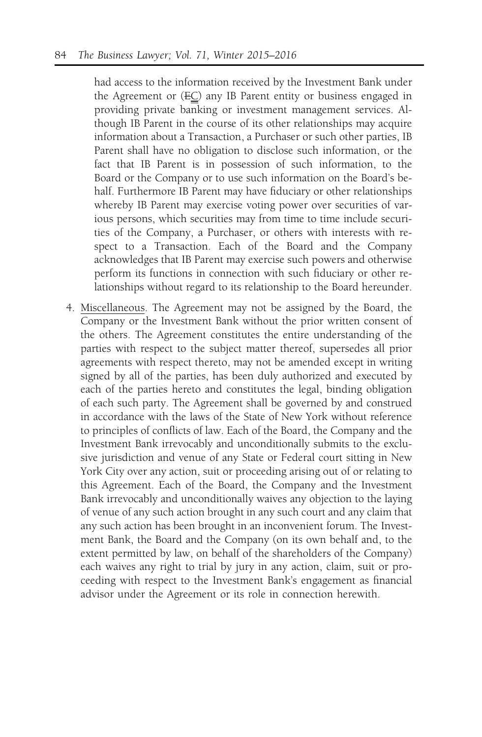had access to the information received by the Investment Bank under the Agreement or (~~E~~C) any IB Parent entity or business engaged in providing private banking or investment management services. Although IB Parent in the course of its other relationships may acquire information about a Transaction, a Purchaser or such other parties, IB Parent shall have no obligation to disclose such information, or the fact that IB Parent is in possession of such information, to the Board or the Company or to use such information on the Board's behalf. Furthermore IB Parent may have fiduciary or other relationships whereby IB Parent may exercise voting power over securities of various persons, which securities may from time to time include securities of the Company, a Purchaser, or others with interests with respect to a Transaction. Each of the Board and the Company acknowledges that IB Parent may exercise such powers and otherwise perform its functions in connection with such fiduciary or other relationships without regard to its relationship to the Board hereunder.

4. Miscellaneous. The Agreement may not be assigned by the Board, the Company or the Investment Bank without the prior written consent of the others. The Agreement constitutes the entire understanding of the parties with respect to the subject matter thereof, supersedes all prior agreements with respect thereto, may not be amended except in writing signed by all of the parties, has been duly authorized and executed by each of the parties hereto and constitutes the legal, binding obligation of each such party. The Agreement shall be governed by and construed in accordance with the laws of the State of New York without reference to principles of conflicts of law. Each of the Board, the Company and the Investment Bank irrevocably and unconditionally submits to the exclusive jurisdiction and venue of any State or Federal court sitting in New York City over any action, suit or proceeding arising out of or relating to this Agreement. Each of the Board, the Company and the Investment Bank irrevocably and unconditionally waives any objection to the laying of venue of any such action brought in any such court and any claim that any such action has been brought in an inconvenient forum. The Investment Bank, the Board and the Company (on its own behalf and, to the extent permitted by law, on behalf of the shareholders of the Company) each waives any right to trial by jury in any action, claim, suit or proceeding with respect to the Investment Bank's engagement as financial advisor under the Agreement or its role in connection herewith.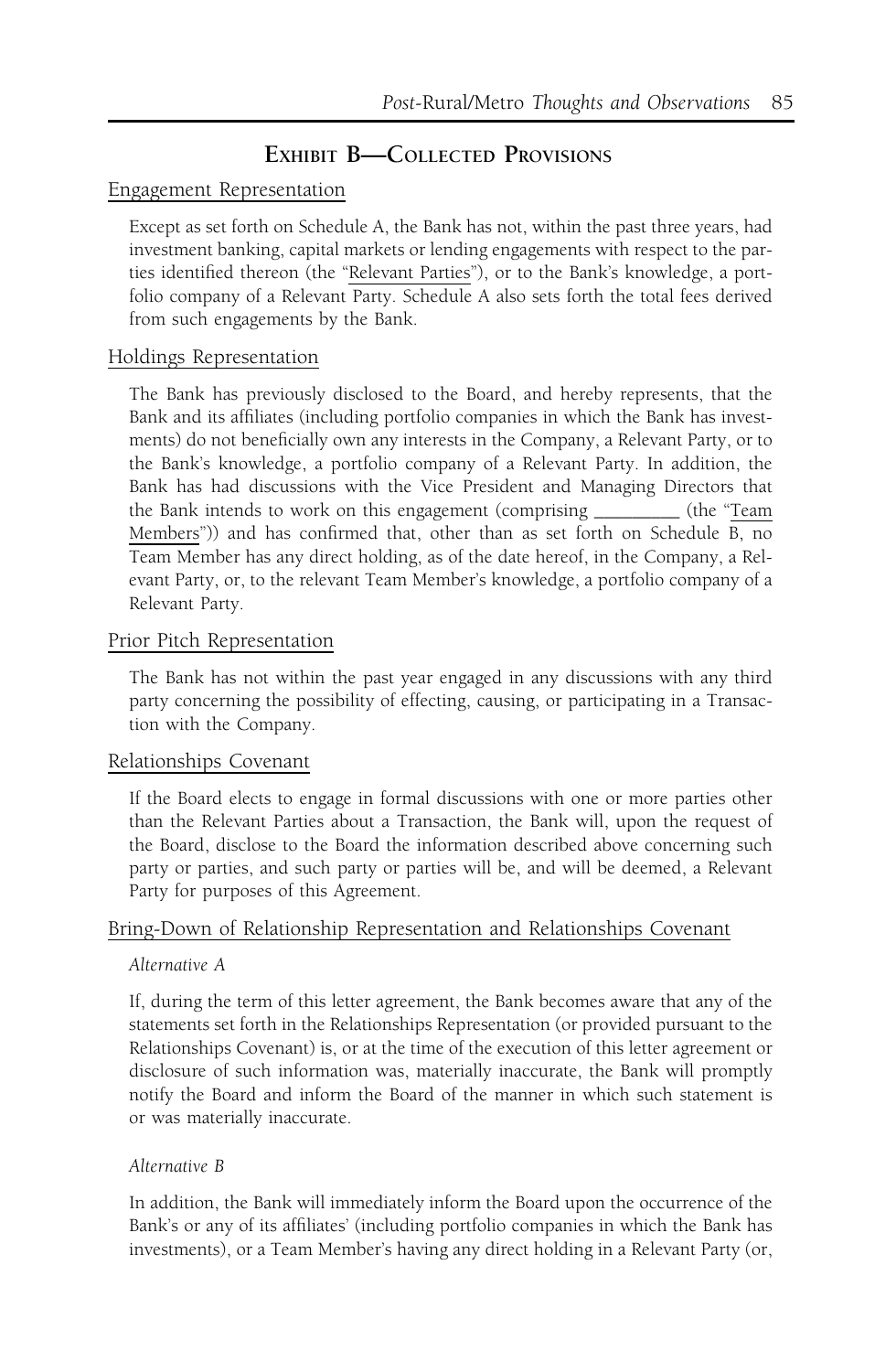## EXHIBIT B—COLLECTED PROVISIONS

Engagement Representation

Except as set forth on Schedule A, the Bank has not, within the past three years, had investment banking, capital markets or lending engagements with respect to the parties identified thereon (the "Relevant Parties"), or to the Bank's knowledge, a portfolio company of a Relevant Party. Schedule A also sets forth the total fees derived from such engagements by the Bank.

Holdings Representation

The Bank has previously disclosed to the Board, and hereby represents, that the Bank and its affiliates (including portfolio companies in which the Bank has investments) do not beneficially own any interests in the Company, a Relevant Party, or to the Bank's knowledge, a portfolio company of a Relevant Party. In addition, the Bank has had discussions with the Vice President and Managing Directors that the Bank intends to work on this engagement (comprising _________ (the "Team Members")) and has confirmed that, other than as set forth on Schedule B, no Team Member has any direct holding, as of the date hereof, in the Company, a Relevant Party, or, to the relevant Team Member's knowledge, a portfolio company of a Relevant Party.

Prior Pitch Representation

The Bank has not within the past year engaged in any discussions with any third party concerning the possibility of effecting, causing, or participating in a Transaction with the Company.

Relationships Covenant

If the Board elects to engage in formal discussions with one or more parties other than the Relevant Parties about a Transaction, the Bank will, upon the request of the Board, disclose to the Board the information described above concerning such party or parties, and such party or parties will be, and will be deemed, a Relevant Party for purposes of this Agreement.

Bring-Down of Relationship Representation and Relationships Covenant

*Alternative A*

If, during the term of this letter agreement, the Bank becomes aware that any of the statements set forth in the Relationships Representation (or provided pursuant to the Relationships Covenant) is, or at the time of the execution of this letter agreement or disclosure of such information was, materially inaccurate, the Bank will promptly notify the Board and inform the Board of the manner in which such statement is or was materially inaccurate.

*Alternative B*

In addition, the Bank will immediately inform the Board upon the occurrence of the Bank's or any of its affiliates' (including portfolio companies in which the Bank has investments), or a Team Member's having any direct holding in a Relevant Party (or,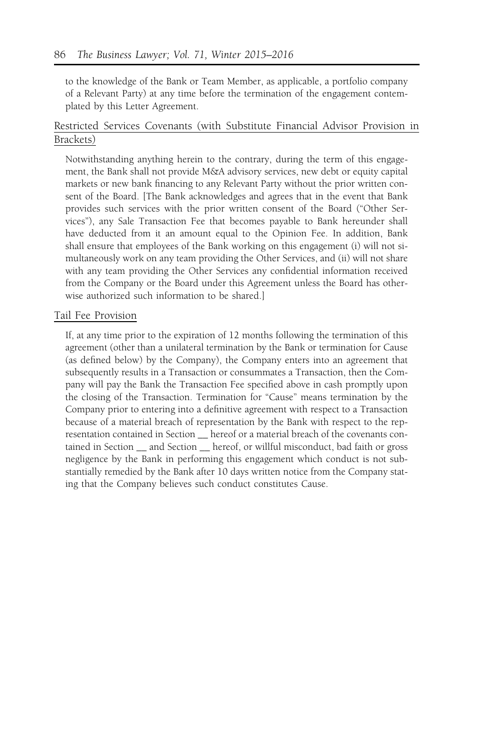to the knowledge of the Bank or Team Member, as applicable, a portfolio company of a Relevant Party) at any time before the termination of the engagement contemplated by this Letter Agreement.

Restricted Services Covenants (with Substitute Financial Advisor Provision in Brackets)

Notwithstanding anything herein to the contrary, during the term of this engagement, the Bank shall not provide M&A advisory services, new debt or equity capital markets or new bank financing to any Relevant Party without the prior written consent of the Board. [The Bank acknowledges and agrees that in the event that Bank provides such services with the prior written consent of the Board ("Other Services"), any Sale Transaction Fee that becomes payable to Bank hereunder shall have deducted from it an amount equal to the Opinion Fee. In addition, Bank shall ensure that employees of the Bank working on this engagement (i) will not simultaneously work on any team providing the Other Services, and (ii) will not share with any team providing the Other Services any confidential information received from the Company or the Board under this Agreement unless the Board has otherwise authorized such information to be shared.]

Tail Fee Provision

If, at any time prior to the expiration of 12 months following the termination of this agreement (other than a unilateral termination by the Bank or termination for Cause (as defined below) by the Company), the Company enters into an agreement that subsequently results in a Transaction or consummates a Transaction, then the Company will pay the Bank the Transaction Fee specified above in cash promptly upon the closing of the Transaction. Termination for "Cause" means termination by the Company prior to entering into a definitive agreement with respect to a Transaction because of a material breach of representation by the Bank with respect to the representation contained in Section __ hereof or a material breach of the covenants contained in Section __ and Section __ hereof, or willful misconduct, bad faith or gross negligence by the Bank in performing this engagement which conduct is not substantially remedied by the Bank after 10 days written notice from the Company stating that the Company believes such conduct constitutes Cause.